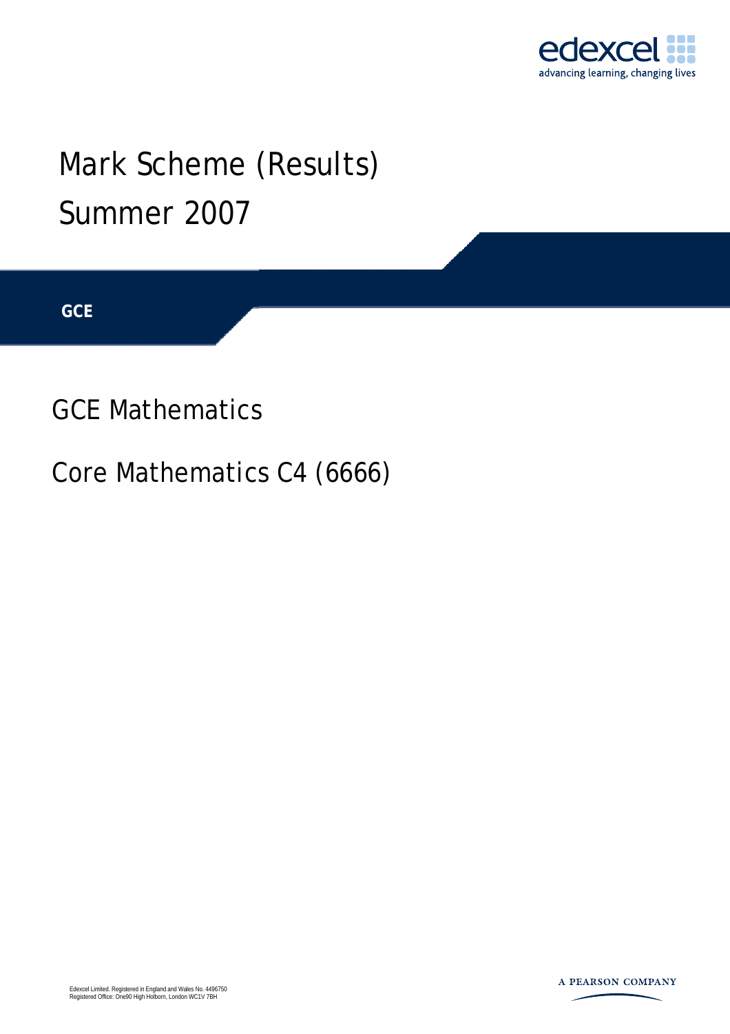edexcel
advancing learning, changing lives

# Mark Scheme (Results)
# Summer 2007

**GCE**

## GCE Mathematics

## Core Mathematics C4 (6666)

Edexcel Limited. Registered in England and Wales No. 4496750
Registered Office: One90 High Holborn, London WC1V 7BH

A PEARSON COMPANY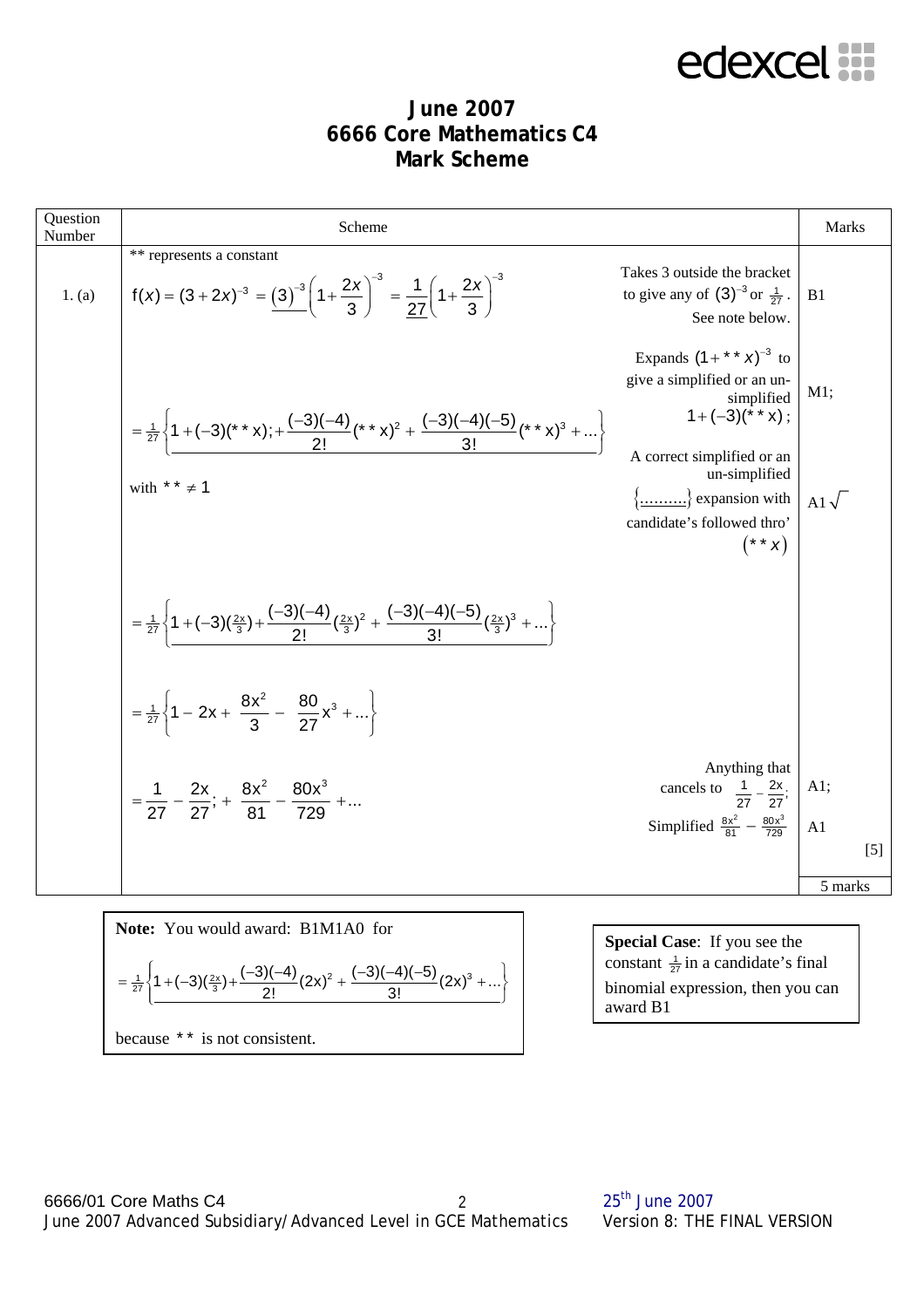# June 2007
# 6666 Core Mathematics C4
# Mark Scheme

| Question Number | Scheme | | Marks |
|---|---|---|---|
| | ** represents a constant | | |
| 1. (a) | $f(x) = (3+2x)^{-3} = \underline{(3)^{-3}}\left(1+\frac{2x}{3}\right)^{-3} = \frac{1}{\underline{27}}\left(1+\frac{2x}{3}\right)^{-3}$ | Takes 3 outside the bracket to give any of $(3)^{-3}$ or $\frac{1}{27}$. See note below. | B1 |
| | $= \frac{1}{27}\left\{\underline{1+(-3)(**x);+\frac{(-3)(-4)}{2!}(**x)^2 + \frac{(-3)(-4)(-5)}{3!}(**x)^3+...}\right\}$ with $** \neq 1$ | Expands $(1+**x)^{-3}$ to give a simplified or an un-simplified $1+(-3)(**x)$; A correct simplified or an un-simplified $\{\underline{..........}\}$ expansion with candidate's followed thro' $(**x)$ | M1; A1 $\sqrt{}$ |
| | $= \frac{1}{27}\left\{\underline{1+(-3)(\tfrac{2x}{3})+\frac{(-3)(-4)}{2!}(\tfrac{2x}{3})^2 + \frac{(-3)(-4)(-5)}{3!}(\tfrac{2x}{3})^3+...}\right\}$ | | |
| | $= \frac{1}{27}\left\{1 - 2x + \frac{8x^2}{3} - \frac{80}{27}x^3+...\right\}$ | | |
| | $= \frac{1}{27} - \frac{2x}{27}; + \frac{8x^2}{81} - \frac{80x^3}{729}+...$ | Anything that cancels to $\frac{1}{27} - \frac{2x}{27}$; Simplified $\frac{8x^2}{81} - \frac{80x^3}{729}$ | A1; A1 [5] |
| | | | 5 marks |

**Note:** You would award: B1M1A0 for

$$= \frac{1}{27}\left\{\underline{1+(-3)(\tfrac{2x}{3})+\frac{(-3)(-4)}{2!}(2x)^2 + \frac{(-3)(-4)(-5)}{3!}(2x)^3+...}\right\}$$

because ** is not consistent.

**Special Case**: If you see the constant $\frac{1}{27}$ in a candidate's final binomial expression, then you can award B1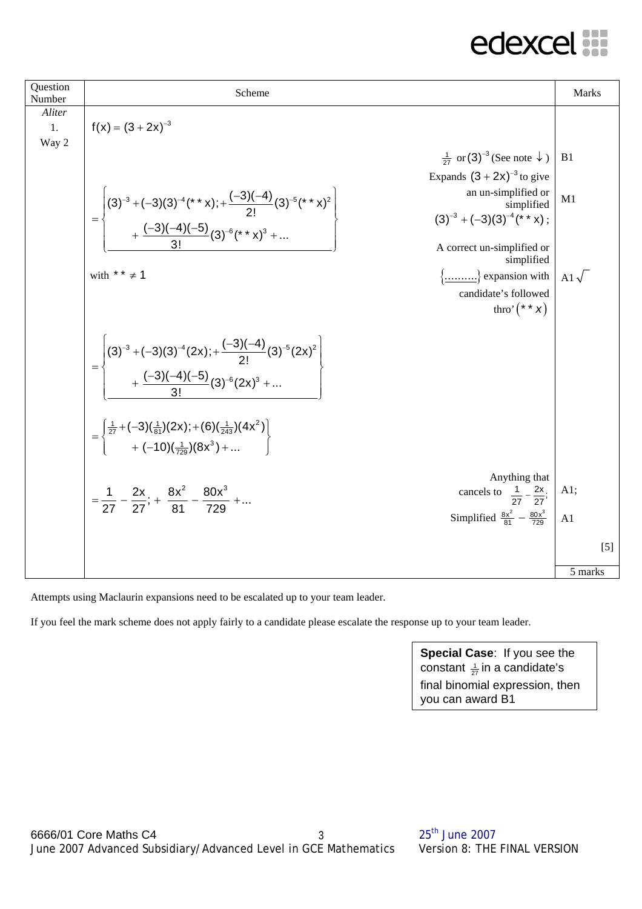| Question Number | Scheme | | Marks |
|---|---|---|---|
| *Aliter* 1. Way 2 | $f(x) = (3+2x)^{-3}$ | | |
| | | $\frac{1}{27}$ or $(3)^{-3}$ (See note ↓ ) | B1 |
| | $= \left\{ (3)^{-3} + (-3)(3)^{-4}(**x); + \frac{(-3)(-4)}{2!}(3)^{-5}(**x)^2 + \frac{(-3)(-4)(-5)}{3!}(3)^{-6}(**x)^3 + ... \right\}$ | Expands $(3+2x)^{-3}$ to give an un-simplified or simplified $(3)^{-3} + (-3)(3)^{-4}(**x)$; | M1 |
| | with $** \neq 1$ | A correct un-simplified or simplified {..........} expansion with candidate's followed thro' $(**x)$ | A1 $\sqrt{}$ |
| | $= \left\{ (3)^{-3} + (-3)(3)^{-4}(2x); + \frac{(-3)(-4)}{2!}(3)^{-5}(2x)^2 + \frac{(-3)(-4)(-5)}{3!}(3)^{-6}(2x)^3 + ... \right\}$ | | |
| | $= \left\{ \frac{1}{27} + (-3)(\frac{1}{81})(2x); + (6)(\frac{1}{243})(4x^2) + (-10)(\frac{1}{729})(8x^3) + ... \right\}$ | | |
| | $= \frac{1}{27} - \frac{2x}{27}; + \frac{8x^2}{81} - \frac{80x^3}{729} + ...$ | Anything that cancels to $\frac{1}{27} - \frac{2x}{27}$; | A1; |
| | | Simplified $\frac{8x^2}{81} - \frac{80x^3}{729}$ | A1 |
| | | | [5] |
| | | | 5 marks |

Attempts using Maclaurin expansions need to be escalated up to your team leader.

If you feel the mark scheme does not apply fairly to a candidate please escalate the response up to your team leader.

**Special Case**: If you see the constant $\frac{1}{27}$ in a candidate's final binomial expression, then you can award B1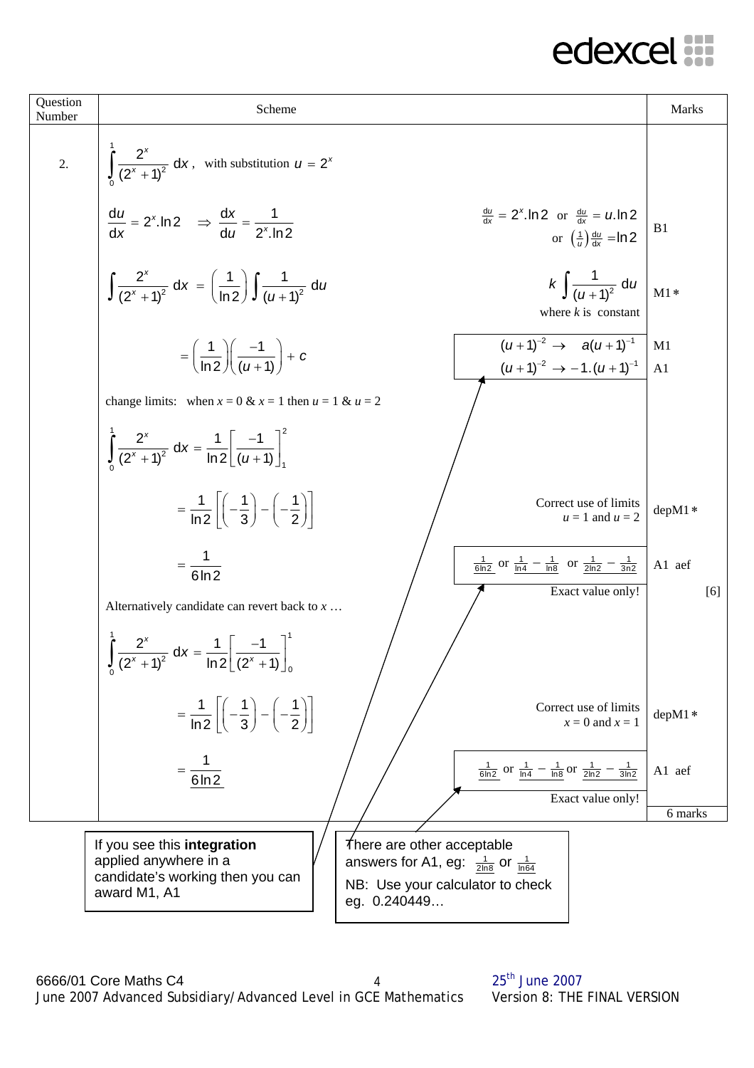| Question Number | Scheme | | Marks |
|---|---|---|---|
| 2. | $\int_0^1 \frac{2^x}{(2^x+1)^2}\,dx$, with substitution $u = 2^x$ | | |
| | $\frac{du}{dx} = 2^x.\ln 2 \quad \Rightarrow \frac{dx}{du} = \frac{1}{2^x.\ln 2}$ | $\frac{du}{dx} = 2^x.\ln 2$ or $\frac{du}{dx} = u.\ln 2$ or $\left(\frac{1}{u}\right)\frac{du}{dx} = \ln 2$ | B1 |
| | $\int \frac{2^x}{(2^x+1)^2}\,dx = \left(\frac{1}{\ln 2}\right)\int \frac{1}{(u+1)^2}\,du$ | $k\int \frac{1}{(u+1)^2}\,du$ where $k$ is constant | M1* |
| | $= \left(\frac{1}{\ln 2}\right)\left(\frac{-1}{(u+1)}\right) + c$ | $(u+1)^{-2} \rightarrow a(u+1)^{-1}$ | M1 |
| | | $(u+1)^{-2} \rightarrow -1.(u+1)^{-1}$ | A1 |
| | change limits: when $x = 0$ & $x = 1$ then $u = 1$ & $u = 2$ | | |
| | $\int_0^1 \frac{2^x}{(2^x+1)^2}\,dx = \frac{1}{\ln 2}\left[\frac{-1}{(u+1)}\right]_1^2$ | | |
| | $= \frac{1}{\ln 2}\left[\left(-\frac{1}{3}\right) - \left(-\frac{1}{2}\right)\right]$ | Correct use of limits $u = 1$ and $u = 2$ | depM1* |
| | $= \frac{1}{6\ln 2}$ | $\frac{1}{6\ln 2}$ or $\frac{1}{\ln 4} - \frac{1}{\ln 8}$ or $\frac{1}{2\ln 2} - \frac{1}{3\ln 2}$ | A1 aef |
| | | Exact value only! | [6] |
| | Alternatively candidate can revert back to $x$ … | | |
| | $\int_0^1 \frac{2^x}{(2^x+1)^2}\,dx = \frac{1}{\ln 2}\left[\frac{-1}{(2^x+1)}\right]_0^1$ | | |
| | $= \frac{1}{\ln 2}\left[\left(-\frac{1}{3}\right) - \left(-\frac{1}{2}\right)\right]$ | Correct use of limits $x = 0$ and $x = 1$ | depM1* |
| | $= \frac{1}{6\ln 2}$ | $\frac{1}{6\ln 2}$ or $\frac{1}{\ln 4} - \frac{1}{\ln 8}$ or $\frac{1}{2\ln 2} - \frac{1}{3\ln 2}$ | A1 aef |
| | | Exact value only! | |
| | | | 6 marks |

If you see this **integration** applied anywhere in a candidate's working then you can award M1, A1

There are other acceptable answers for A1, eg: $\frac{1}{2\ln 8}$ or $\frac{1}{\ln 64}$

NB: Use your calculator to check eg. 0.240449…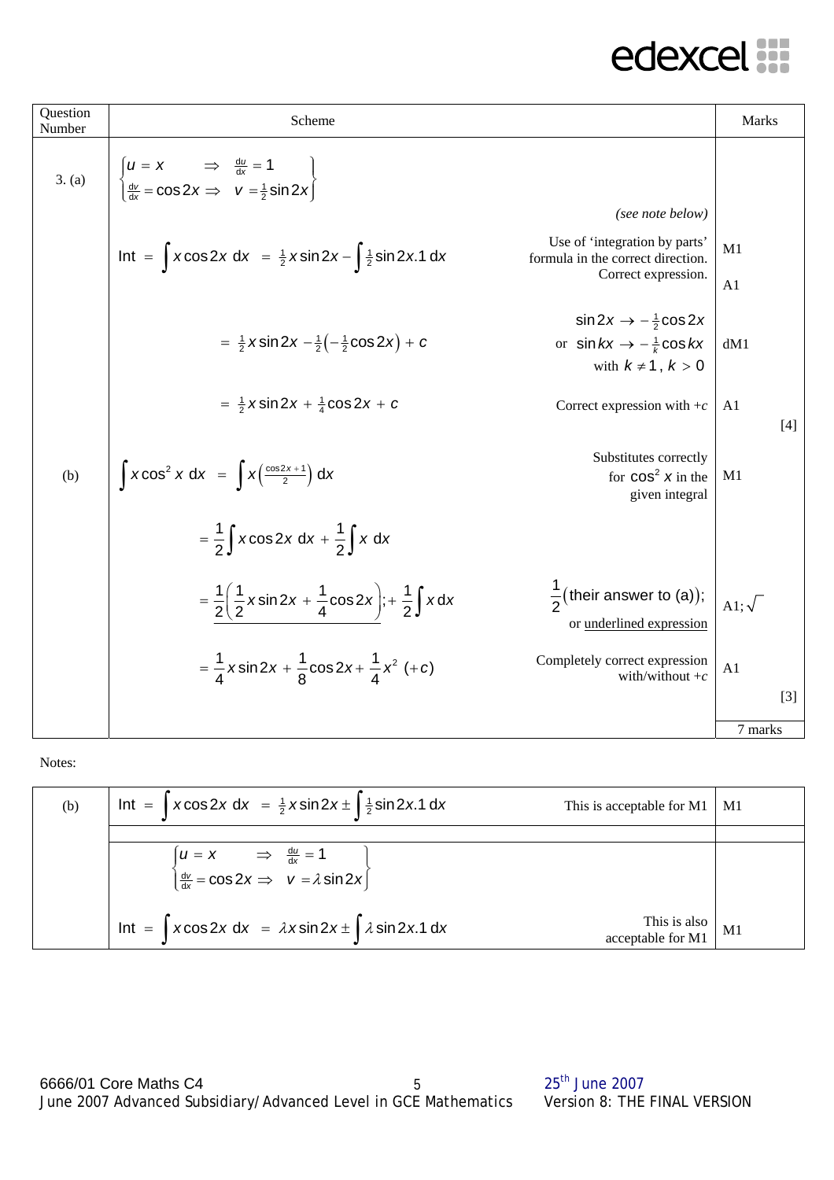| Question Number | Scheme | | Marks |
|---|---|---|---|
| 3. (a) | $\begin{cases} u = x & \Rightarrow \frac{du}{dx} = 1 \\ \frac{dv}{dx} = \cos 2x \Rightarrow & v = \frac{1}{2}\sin 2x \end{cases}$ | *(see note below)* | |
| | $\text{Int} = \int x\cos 2x \; dx = \frac{1}{2}x\sin 2x - \int \frac{1}{2}\sin 2x.1 \; dx$ | Use of 'integration by parts' formula in the correct direction. Correct expression. | M1 A1 |
| | $= \frac{1}{2}x\sin 2x - \frac{1}{2}\left(-\frac{1}{2}\cos 2x\right) + c$ | $\sin 2x \to -\frac{1}{2}\cos 2x$ or $\sin kx \to -\frac{1}{k}\cos kx$ with $k \neq 1, k > 0$ | dM1 |
| | $= \frac{1}{2}x\sin 2x + \frac{1}{4}\cos 2x + c$ | Correct expression with $+c$ | A1 [4] |
| (b) | $\int x\cos^2 x \; dx = \int x\left(\frac{\cos 2x + 1}{2}\right) dx$ | Substitutes correctly for $\cos^2 x$ in the given integral | M1 |
| | $= \frac{1}{2}\int x\cos 2x \; dx + \frac{1}{2}\int x \; dx$ | | |
| | $= \underline{\frac{1}{2}\left(\frac{1}{2}x\sin 2x + \frac{1}{4}\cos 2x\right)}; + \frac{1}{2}\int x \, dx$ | $\frac{1}{2}$(their answer to (a)); or underlined expression | A1; $\sqrt{}$ |
| | $= \frac{1}{4}x\sin 2x + \frac{1}{8}\cos 2x + \frac{1}{4}x^2 \; (+c)$ | Completely correct expression with/without $+c$ | A1 [3] |
| | | | 7 marks |

Notes:

| | | | |
|---|---|---|---|
| (b) | $\text{Int} = \int x\cos 2x \; dx = \frac{1}{2}x\sin 2x \pm \int \frac{1}{2}\sin 2x.1 \; dx$ | This is acceptable for M1 | M1 |
| | | | |
| | $\begin{cases} u = x & \Rightarrow \frac{du}{dx} = 1 \\ \frac{dv}{dx} = \cos 2x \Rightarrow & v = \lambda\sin 2x \end{cases}$ | | |
| | $\text{Int} = \int x\cos 2x \; dx = \lambda x\sin 2x \pm \int \lambda\sin 2x.1 \; dx$ | This is also acceptable for M1 | M1 |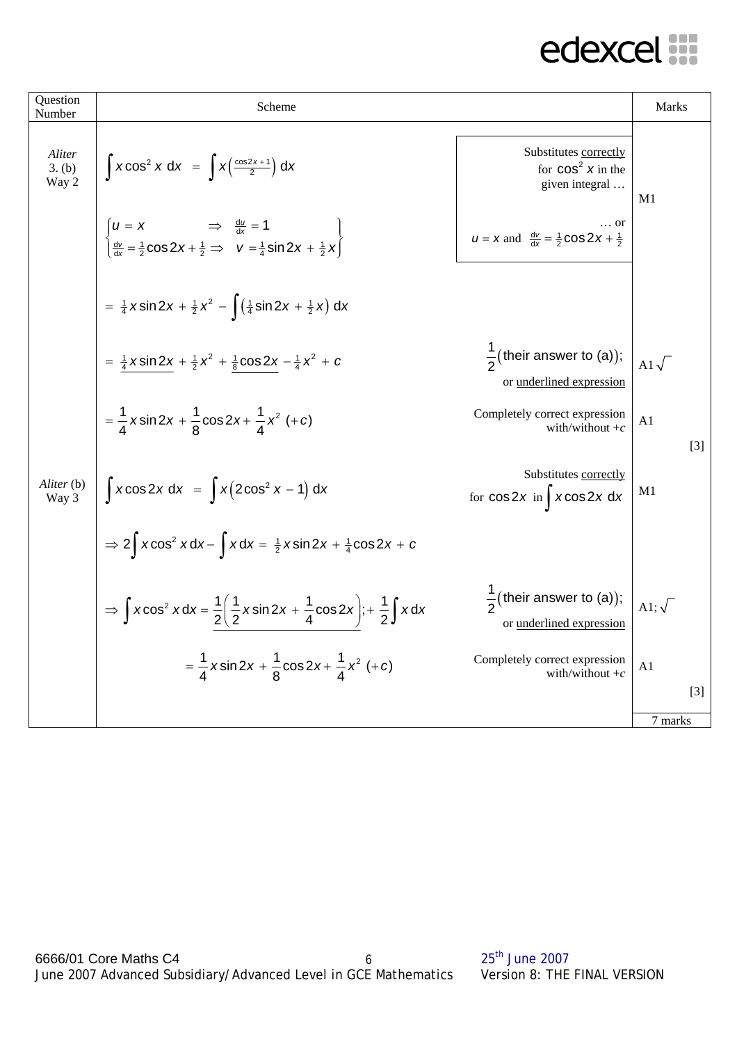| Question Number | Scheme | | Marks |
|---|---|---|---|
| *Aliter* 3. (b) Way 2 | $\int x\cos^2 x \, dx = \int x\left(\frac{\cos 2x+1}{2}\right) dx$ | Substitutes <u>correctly</u> for $\cos^2 x$ in the given integral … | |
| | $\left\{\begin{array}{lll} u = x & \Rightarrow & \frac{du}{dx} = 1 \\ \frac{dv}{dx} = \frac{1}{2}\cos 2x + \frac{1}{2} & \Rightarrow & v = \frac{1}{4}\sin 2x + \frac{1}{2}x \end{array}\right\}$ | … or $u = x$ and $\frac{dv}{dx} = \frac{1}{2}\cos 2x + \frac{1}{2}$ | M1 |
| | $= \frac{1}{4}x\sin 2x + \frac{1}{2}x^2 - \int\left(\frac{1}{4}\sin 2x + \frac{1}{2}x\right) dx$ | | |
| | $= \underline{\frac{1}{4}x\sin 2x} + \frac{1}{2}x^2 + \underline{\frac{1}{8}\cos 2x} - \frac{1}{4}x^2 + c$ | $\frac{1}{2}(\text{their answer to (a)})$; or <u>underlined expression</u> | A1 $\sqrt{}$ |
| | $= \frac{1}{4}x\sin 2x + \frac{1}{8}\cos 2x + \frac{1}{4}x^2 \; (+c)$ | Completely correct expression with/without $+c$ | A1 |
| | | | [3] |
| *Aliter* (b) Way 3 | $\int x\cos 2x \, dx = \int x\left(2\cos^2 x - 1\right) dx$ | Substitutes <u>correctly</u> for $\cos 2x$ in $\int x\cos 2x \, dx$ | M1 |
| | $\Rightarrow 2\int x\cos^2 x \, dx - \int x \, dx = \frac{1}{2}x\sin 2x + \frac{1}{4}\cos 2x + c$ | | |
| | $\Rightarrow \int x\cos^2 x \, dx = \underline{\frac{1}{2}\left(\frac{1}{2}x\sin 2x + \frac{1}{4}\cos 2x\right)}; + \frac{1}{2}\int x \, dx$ | $\frac{1}{2}(\text{their answer to (a)})$; or <u>underlined expression</u> | A1; $\sqrt{}$ |
| | $= \frac{1}{4}x\sin 2x + \frac{1}{8}\cos 2x + \frac{1}{4}x^2 \; (+c)$ | Completely correct expression with/without $+c$ | A1 |
| | | | [3] |
| | | | 7 marks |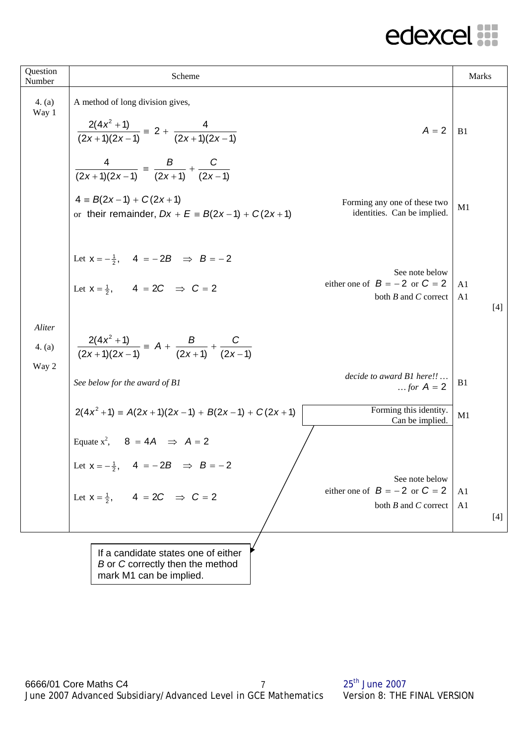| Question Number | Scheme | | Marks | |
|---|---|---|---|---|
| 4. (a) Way 1 | A method of long division gives, | | | |
| | $\frac{2(4x^2+1)}{(2x+1)(2x-1)} \equiv 2 + \frac{4}{(2x+1)(2x-1)}$ | $A = 2$ | B1 | |
| | $\frac{4}{(2x+1)(2x-1)} \equiv \frac{B}{(2x+1)} + \frac{C}{(2x-1)}$ | | | |
| | $4 \equiv B(2x-1) + C(2x+1)$ or their remainder, $Dx + E \equiv B(2x-1) + C(2x+1)$ | Forming any one of these two identities. Can be implied. | M1 | |
| | Let $x = -\frac{1}{2}$, $\quad 4 = -2B \;\Rightarrow\; B = -2$ | | | |
| | Let $x = \frac{1}{2}$, $\quad 4 = 2C \;\Rightarrow\; C = 2$ | See note below either one of $B = -2$ or $C = 2$ | A1 | |
| | | both $B$ and $C$ correct | A1 | [4] |
| *Aliter* 4. (a) Way 2 | $\frac{2(4x^2+1)}{(2x+1)(2x-1)} \equiv A + \frac{B}{(2x+1)} + \frac{C}{(2x-1)}$ | | | |
| | *See below for the award of B1* | *decide to award B1 here!! … … for* $A = 2$ | B1 | |
| | $2(4x^2+1) \equiv A(2x+1)(2x-1) + B(2x-1) + C(2x+1)$ | Forming this identity. Can be implied. | M1 | |
| | Equate $x^2$, $\quad 8 = 4A \;\Rightarrow\; A = 2$ | | | |
| | Let $x = -\frac{1}{2}$, $\quad 4 = -2B \;\Rightarrow\; B = -2$ | | | |
| | Let $x = \frac{1}{2}$, $\quad 4 = 2C \;\Rightarrow\; C = 2$ | See note below either one of $B = -2$ or $C = 2$ | A1 | |
| | | both $B$ and $C$ correct | A1 | [4] |

If a candidate states one of either $B$ or $C$ correctly then the method mark M1 can be implied.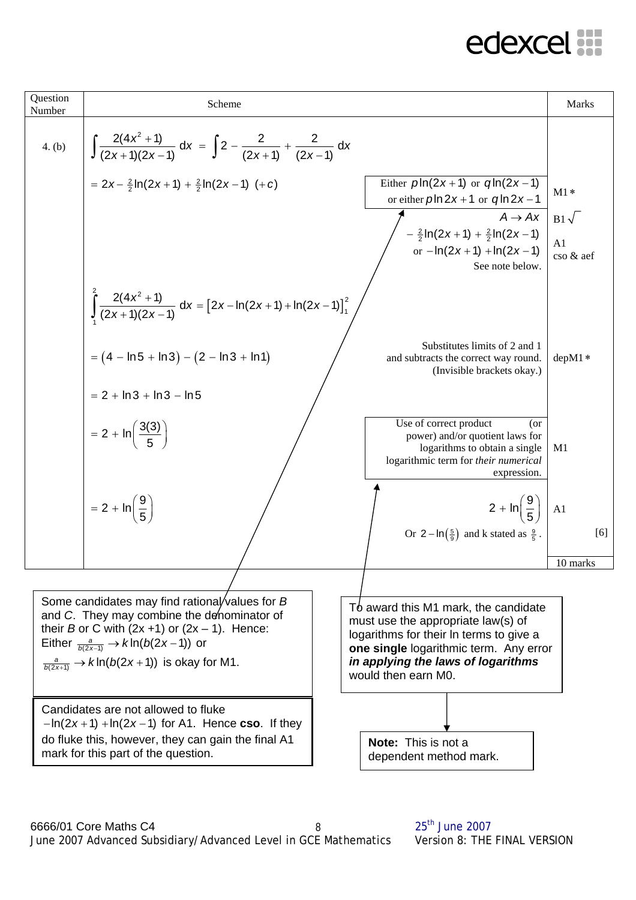| Question Number | Scheme | | Marks |
|---|---|---|---|
| 4. (b) | $\int \frac{2(4x^2+1)}{(2x+1)(2x-1)}\,dx = \int 2 - \frac{2}{(2x+1)} + \frac{2}{(2x-1)}\,dx$ | | |
| | $= 2x - \frac{2}{2}\ln(2x+1) + \frac{2}{2}\ln(2x-1)\ (+c)$ | Either $p\ln(2x+1)$ or $q\ln(2x-1)$ or either $p\ln 2x+1$ or $q\ln 2x-1$ | M1∗ |
| | | $A \to Ax$ | B1 $\sqrt{}$ |
| | | $-\frac{2}{2}\ln(2x+1) + \frac{2}{2}\ln(2x-1)$ or $-\ln(2x+1) + \ln(2x-1)$ See note below. | A1 cso & aef |
| | $\int_1^2 \frac{2(4x^2+1)}{(2x+1)(2x-1)}\,dx = \left[2x - \ln(2x+1) + \ln(2x-1)\right]_1^2$ | | |
| | $= (4 - \ln 5 + \ln 3) - (2 - \ln 3 + \ln 1)$ | Substitutes limits of 2 and 1 and subtracts the correct way round. (Invisible brackets okay.) | depM1∗ |
| | $= 2 + \ln 3 + \ln 3 - \ln 5$ | | |
| | $= 2 + \ln\left(\frac{3(3)}{5}\right)$ | Use of correct product (or power) and/or quotient laws for logarithms to obtain a single logarithmic term for *their numerical* expression. | M1 |
| | $= 2 + \ln\left(\frac{9}{5}\right)$ | $2 + \ln\left(\frac{9}{5}\right)$ Or $2 - \ln\left(\frac{5}{9}\right)$ and k stated as $\frac{9}{5}$. | A1 [6] |
| | | | 10 marks |

Some candidates may find rational values for *B* and *C*. They may combine the denominator of their *B* or *C* with $(2x+1)$ or $(2x-1)$. Hence: Either $\frac{a}{b(2x-1)} \to k\ln(b(2x-1))$ or $\frac{a}{b(2x+1)} \to k\ln(b(2x+1))$ is okay for M1.

Candidates are not allowed to fluke $-\ln(2x+1) + \ln(2x-1)$ for A1. Hence **cso**. If they do fluke this, however, they can gain the final A1 mark for this part of the question.

To award this M1 mark, the candidate must use the appropriate law(s) of logarithms for their ln terms to give a **one single** logarithmic term. Any error ***in applying the laws of logarithms*** would then earn M0.

**Note:** This is not a dependent method mark.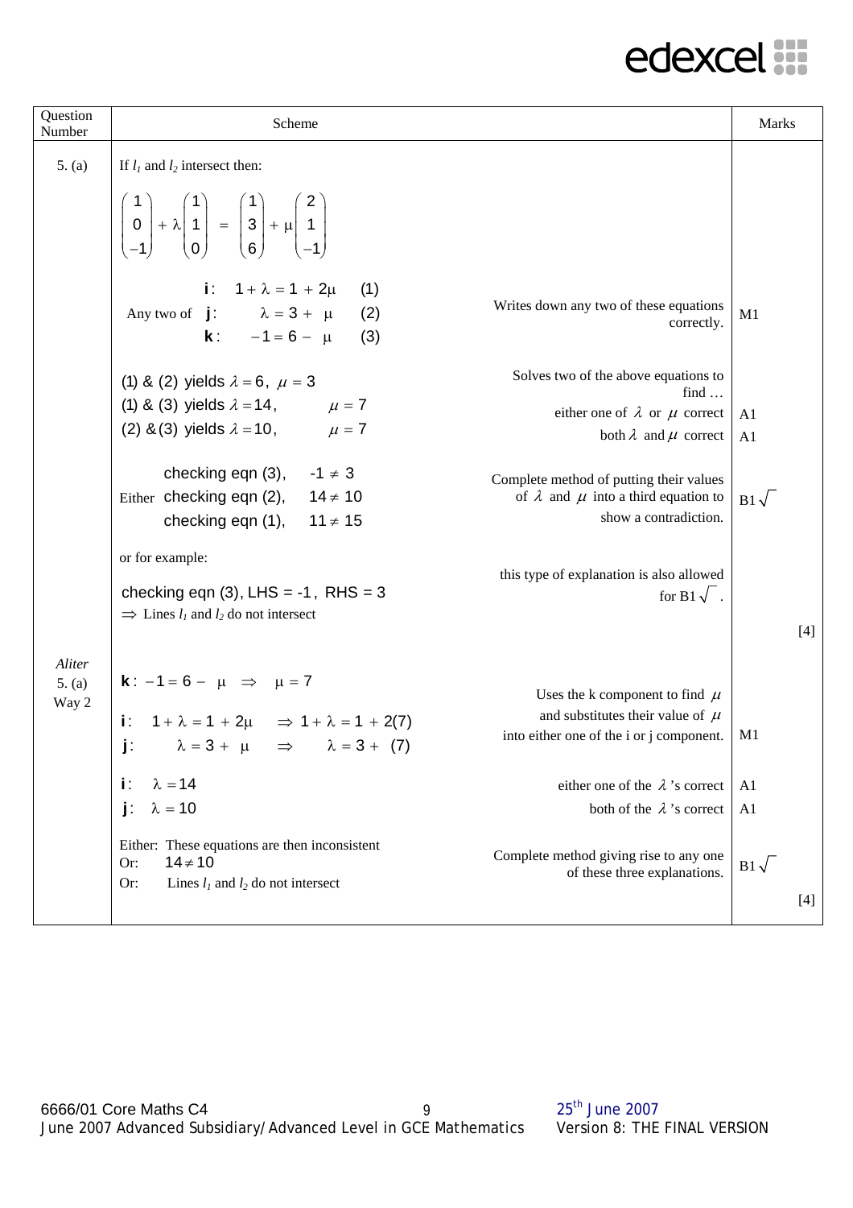| Question Number | Scheme | | Marks |
|---|---|---|---|
| 5. (a) | If $l_1$ and $l_2$ intersect then: | | |
| | $\begin{pmatrix}1\\0\\-1\end{pmatrix} + \lambda\begin{pmatrix}1\\1\\0\end{pmatrix} = \begin{pmatrix}1\\3\\6\end{pmatrix} + \mu\begin{pmatrix}2\\1\\-1\end{pmatrix}$ | | |
| | Any two of $\mathbf{i}: \quad 1+\lambda = 1 + 2\mu \quad (1)$<br>$\mathbf{j}: \quad \lambda = 3 + \mu \quad (2)$<br>$\mathbf{k}: \quad -1 = 6 - \mu \quad (3)$ | Writes down any two of these equations correctly. | M1 |
| | (1) & (2) yields $\lambda = 6,\ \mu = 3$<br>(1) & (3) yields $\lambda = 14,\quad \mu = 7$<br>(2) & (3) yields $\lambda = 10,\quad \mu = 7$ | Solves two of the above equations to find …<br>either one of $\lambda$ or $\mu$ correct<br>both $\lambda$ and $\mu$ correct | A1<br>A1 |
| | Either checking eqn (3), $\quad -1 \neq 3$<br>checking eqn (2), $\quad 14 \neq 10$<br>checking eqn (1), $\quad 11 \neq 15$ | Complete method of putting their values of $\lambda$ and $\mu$ into a third equation to show a contradiction. | B1 $\sqrt{}$ |
| | or for example:<br>checking eqn (3), LHS = -1, RHS = 3<br>$\Rightarrow$ Lines $l_1$ and $l_2$ do not intersect | this type of explanation is also allowed for B1 $\sqrt{}$. | |
| | | | [4] |
| *Aliter* 5. (a) Way 2 | $\mathbf{k}: \ -1 = 6 - \mu \quad \Rightarrow \quad \mu = 7$ | | |
| | $\mathbf{i}: \quad 1+\lambda = 1 + 2\mu \quad \Rightarrow 1+\lambda = 1 + 2(7)$<br>$\mathbf{j}: \quad \lambda = 3 + \mu \quad \Rightarrow \quad \lambda = 3 + (7)$ | Uses the k component to find $\mu$ and substitutes their value of $\mu$ into either one of the i or j component. | M1 |
| | $\mathbf{i}: \quad \lambda = 14$<br>$\mathbf{j}: \quad \lambda = 10$ | either one of the $\lambda$'s correct<br>both of the $\lambda$'s correct | A1<br>A1 |
| | Either: These equations are then inconsistent<br>Or: $\quad 14 \neq 10$<br>Or: $\quad$ Lines $l_1$ and $l_2$ do not intersect | Complete method giving rise to any one of these three explanations. | B1 $\sqrt{}$ |
| | | | [4] |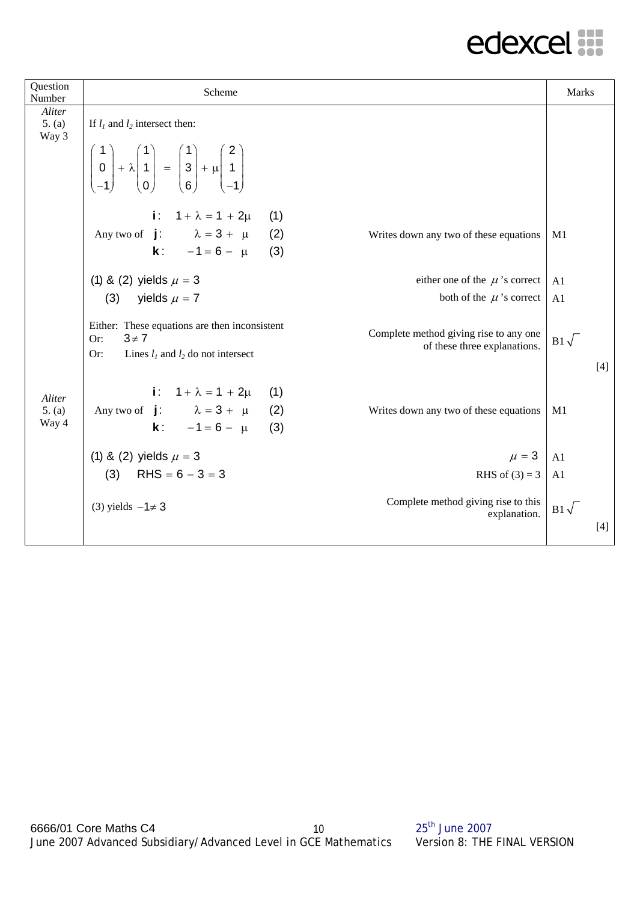| Question Number | Scheme | | Marks |
|---|---|---|---|
| *Aliter* 5. (a) Way 3 | If $l_1$ and $l_2$ intersect then: | | |
| | $\begin{pmatrix} 1 \\ 0 \\ -1 \end{pmatrix} + \lambda \begin{pmatrix} 1 \\ 1 \\ 0 \end{pmatrix} = \begin{pmatrix} 1 \\ 3 \\ 6 \end{pmatrix} + \mu \begin{pmatrix} 2 \\ 1 \\ -1 \end{pmatrix}$ | | |
| | Any two of $\mathbf{i}: \quad 1 + \lambda = 1 + 2\mu \quad (1)$ <br> $\mathbf{j}: \quad \lambda = 3 + \mu \quad (2)$ <br> $\mathbf{k}: \quad -1 = 6 - \mu \quad (3)$ | Writes down any two of these equations | M1 |
| | (1) & (2) yields $\mu = 3$ | either one of the $\mu$'s correct | A1 |
| | (3) yields $\mu = 7$ | both of the $\mu$'s correct | A1 |
| | Either: These equations are then inconsistent <br> Or: $3 \neq 7$ <br> Or: Lines $l_1$ and $l_2$ do not intersect | Complete method giving rise to any one of these three explanations. | B1 $\sqrt{}$ |
| | | | [4] |
| *Aliter* 5. (a) Way 4 | Any two of $\mathbf{i}: \quad 1 + \lambda = 1 + 2\mu \quad (1)$ <br> $\mathbf{j}: \quad \lambda = 3 + \mu \quad (2)$ <br> $\mathbf{k}: \quad -1 = 6 - \mu \quad (3)$ | Writes down any two of these equations | M1 |
| | (1) & (2) yields $\mu = 3$ | $\mu = 3$ | A1 |
| | (3) $\quad \text{RHS} = 6 - 3 = 3$ | RHS of (3) = 3 | A1 |
| | (3) yields $-1 \neq 3$ | Complete method giving rise to this explanation. | B1 $\sqrt{}$ |
| | | | [4] |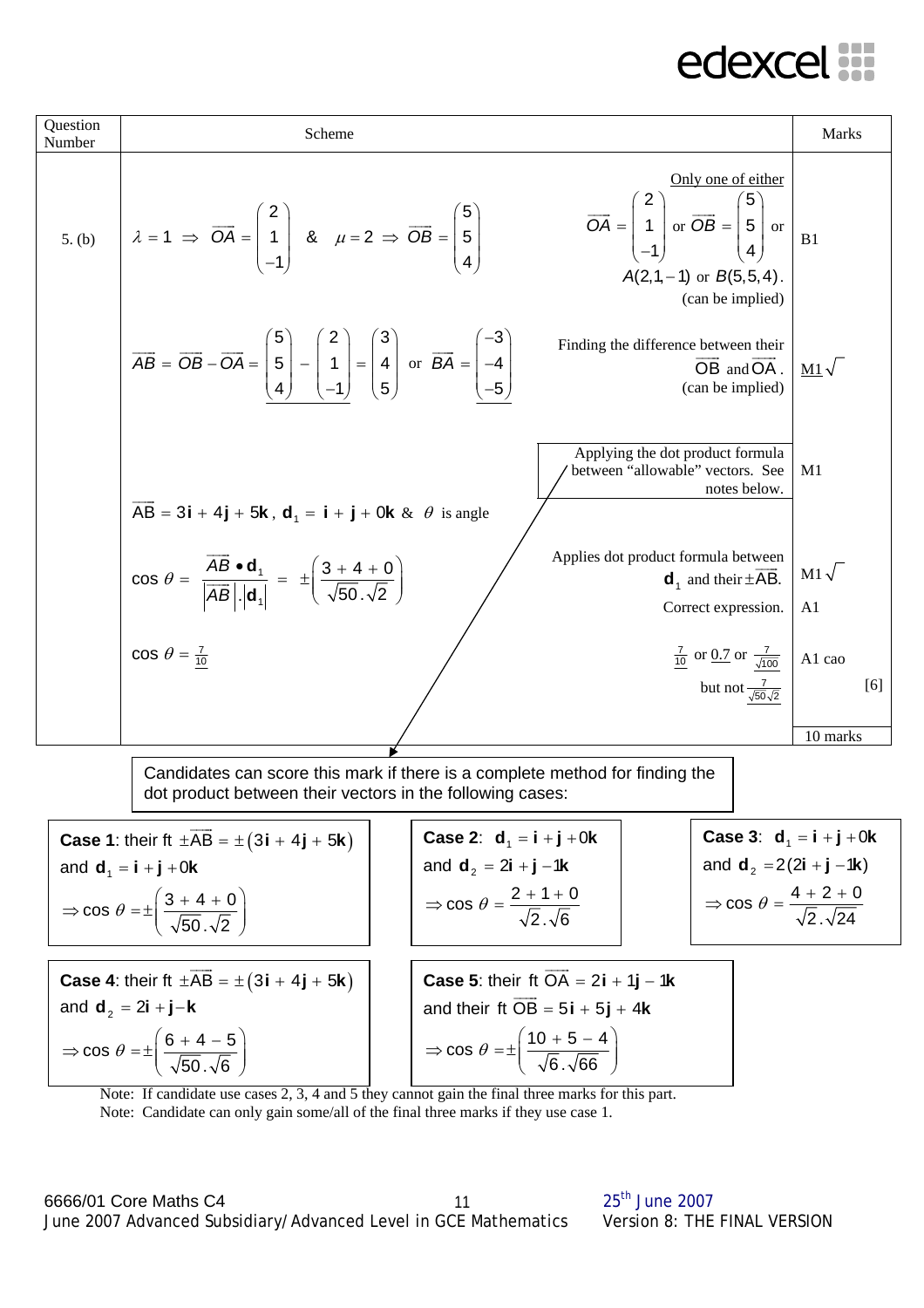| Question Number | Scheme | | Marks |
|---|---|---|---|
| 5. (b) | $\lambda = 1 \Rightarrow \overrightarrow{OA} = \begin{pmatrix} 2 \\ 1 \\ -1 \end{pmatrix}$ & $\mu = 2 \Rightarrow \overrightarrow{OB} = \begin{pmatrix} 5 \\ 5 \\ 4 \end{pmatrix}$ | Only one of either $\overrightarrow{OA} = \begin{pmatrix} 2 \\ 1 \\ -1 \end{pmatrix}$ or $\overrightarrow{OB} = \begin{pmatrix} 5 \\ 5 \\ 4 \end{pmatrix}$ or $A(2,1,-1)$ or $B(5,5,4)$. (can be implied) | B1 |
| | $\overrightarrow{AB} = \overrightarrow{OB} - \overrightarrow{OA} = \begin{pmatrix} 5 \\ 5 \\ 4 \end{pmatrix} - \begin{pmatrix} 2 \\ 1 \\ -1 \end{pmatrix} = \begin{pmatrix} 3 \\ 4 \\ 5 \end{pmatrix}$ or $\overrightarrow{BA} = \begin{pmatrix} -3 \\ -4 \\ -5 \end{pmatrix}$ | Finding the difference between their $\overrightarrow{OB}$ and $\overrightarrow{OA}$. (can be implied) | M1$\sqrt{}$ |
| | | Applying the dot product formula between "allowable" vectors. See notes below. | M1 |
| | $\overrightarrow{AB} = 3\mathbf{i} + 4\mathbf{j} + 5\mathbf{k}$, $\mathbf{d}_1 = \mathbf{i} + \mathbf{j} + 0\mathbf{k}$ & $\theta$ is angle | | |
| | $\cos\theta = \dfrac{\overrightarrow{AB} \bullet \mathbf{d}_1}{\lvert\overrightarrow{AB}\rvert . \lvert\mathbf{d}_1\rvert} = \pm\left(\dfrac{3+4+0}{\sqrt{50}.\sqrt{2}}\right)$ | Applies dot product formula between $\mathbf{d}_1$ and their $\pm\overrightarrow{AB}$. | M1$\sqrt{}$ |
| | | Correct expression. | A1 |
| | $\cos\theta = \frac{7}{10}$ | $\frac{7}{10}$ or 0.7 or $\frac{7}{\sqrt{100}}$ but not $\frac{7}{\sqrt{50}\sqrt{2}}$ | A1 cao [6] |
| | | | 10 marks |

Candidates can score this mark if there is a complete method for finding the dot product between their vectors in the following cases:

**Case 1**: their ft $\pm\overrightarrow{AB} = \pm(3\mathbf{i} + 4\mathbf{j} + 5\mathbf{k})$ and $\mathbf{d}_1 = \mathbf{i} + \mathbf{j} + 0\mathbf{k}$

$\Rightarrow \cos\theta = \pm\left(\dfrac{3+4+0}{\sqrt{50}.\sqrt{2}}\right)$

**Case 2**: $\mathbf{d}_1 = \mathbf{i} + \mathbf{j} + 0\mathbf{k}$ and $\mathbf{d}_2 = 2\mathbf{i} + \mathbf{j} - 1\mathbf{k}$

$\Rightarrow \cos\theta = \dfrac{2+1+0}{\sqrt{2}.\sqrt{6}}$

**Case 3**: $\mathbf{d}_1 = \mathbf{i} + \mathbf{j} + 0\mathbf{k}$ and $\mathbf{d}_2 = 2(2\mathbf{i} + \mathbf{j} - 1\mathbf{k})$

$\Rightarrow \cos\theta = \dfrac{4+2+0}{\sqrt{2}.\sqrt{24}}$

**Case 4**: their ft $\pm\overrightarrow{AB} = \pm(3\mathbf{i} + 4\mathbf{j} + 5\mathbf{k})$ and $\mathbf{d}_2 = 2\mathbf{i} + \mathbf{j} - \mathbf{k}$

$\Rightarrow \cos\theta = \pm\left(\dfrac{6+4-5}{\sqrt{50}.\sqrt{6}}\right)$

**Case 5**: their ft $\overrightarrow{OA} = 2\mathbf{i} + 1\mathbf{j} - 1\mathbf{k}$ and their ft $\overrightarrow{OB} = 5\mathbf{i} + 5\mathbf{j} + 4\mathbf{k}$

$\Rightarrow \cos\theta = \pm\left(\dfrac{10+5-4}{\sqrt{6}.\sqrt{66}}\right)$

Note: If candidate use cases 2, 3, 4 and 5 they cannot gain the final three marks for this part.
Note: Candidate can only gain some/all of the final three marks if they use case 1.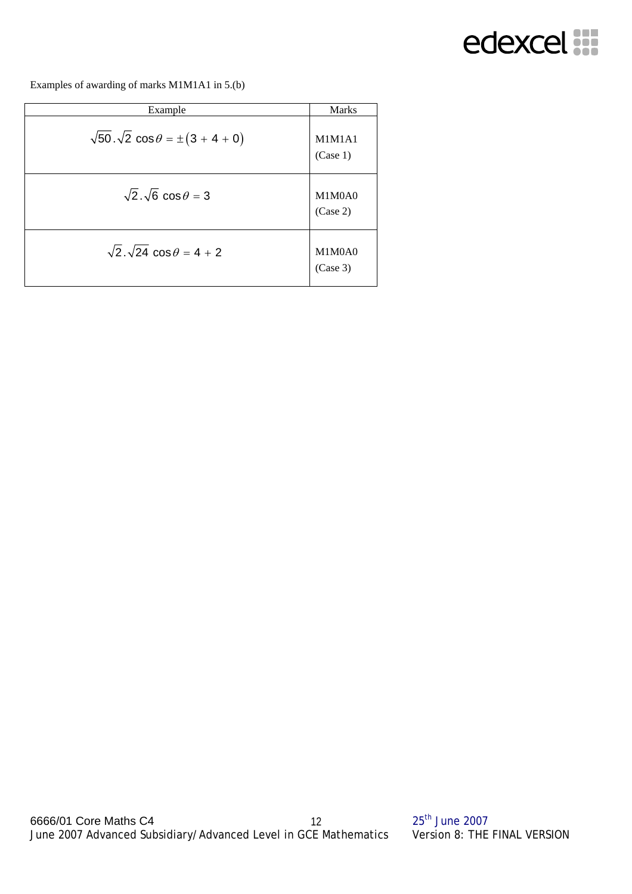Examples of awarding of marks M1M1A1 in 5.(b)

| Example | Marks |
|---|---|
| $\sqrt{50}.\sqrt{2}\cos\theta = \pm(3 + 4 + 0)$ | M1M1A1 (Case 1) |
| $\sqrt{2}.\sqrt{6}\cos\theta = 3$ | M1M0A0 (Case 2) |
| $\sqrt{2}.\sqrt{24}\cos\theta = 4 + 2$ | M1M0A0 (Case 3) |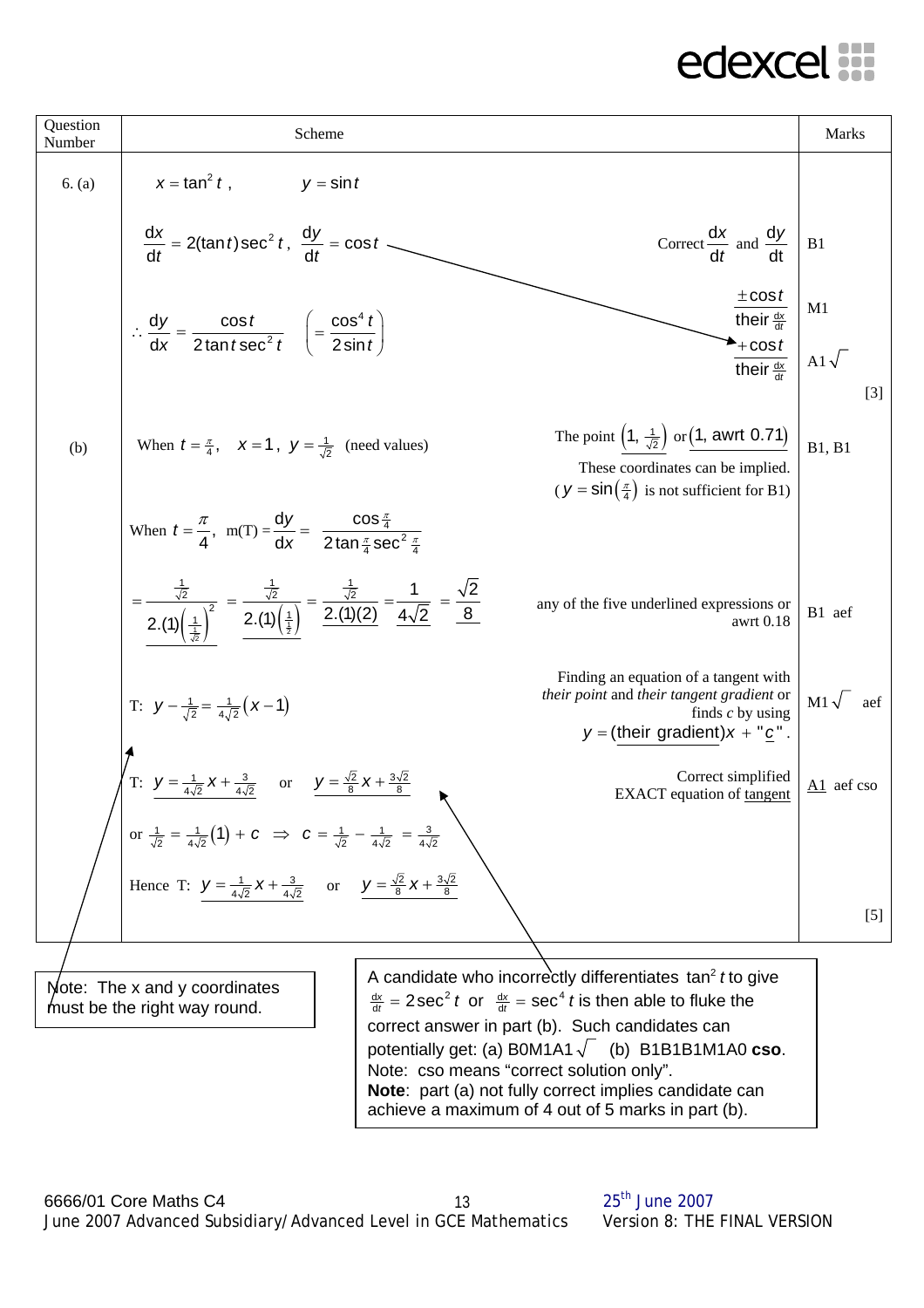| Question Number | Scheme | | Marks |
|---|---|---|---|
| 6. (a) | $x = \tan^2 t$ , $y = \sin t$ | | |
| | $\frac{dx}{dt} = 2(\tan t)\sec^2 t$ , $\frac{dy}{dt} = \cos t$ | Correct $\frac{dx}{dt}$ and $\frac{dy}{dt}$ | B1 |
| | $\therefore \frac{dy}{dx} = \frac{\cos t}{2\tan t \sec^2 t}$ $\left( = \frac{\cos^4 t}{2\sin t}\right)$ | $\frac{\pm\cos t}{\text{their } \frac{dx}{dt}}$ | M1 |
| | | $\frac{+\cos t}{\text{their } \frac{dx}{dt}}$ | A1 $\sqrt{}$ |
| | | | [3] |
| (b) | When $t = \frac{\pi}{4}$, $x = 1$ , $y = \frac{1}{\sqrt{2}}$ (need values) | The point $\underline{\left(1, \frac{1}{\sqrt{2}}\right)}$ or $\underline{(1, \text{awrt } 0.71)}$. These coordinates can be implied. ( $y = \sin\left(\frac{\pi}{4}\right)$ is not sufficient for B1) | B1, B1 |
| | When $t = \frac{\pi}{4}$, m(T) $= \frac{dy}{dx} = \frac{\cos\frac{\pi}{4}}{2\tan\frac{\pi}{4}\sec^2\frac{\pi}{4}}$ | | |
| | $= \underline{\frac{\frac{1}{\sqrt{2}}}{2.(1)\left(\frac{1}{\frac{1}{\sqrt{2}}}\right)^2}} = \underline{\frac{\frac{1}{\sqrt{2}}}{2.(1)\left(\frac{1}{\frac{1}{2}}\right)}} = \underline{\frac{\frac{1}{\sqrt{2}}}{2.(1)(2)}} = \underline{\frac{1}{4\sqrt{2}}} = \underline{\frac{\sqrt{2}}{8}}$ | any of the five underlined expressions or awrt 0.18 | B1 aef |
| | T: $y - \frac{1}{\sqrt{2}} = \frac{1}{4\sqrt{2}}(x-1)$ | Finding an equation of a tangent with *their point* and *their tangent gradient* or finds *c* by using $y = \underline{(\text{their gradient})}x + \text{"}\underline{c}\text{"}$. | M1 $\sqrt{}$ aef |
| | T: $\underline{y = \frac{1}{4\sqrt{2}}x + \frac{3}{4\sqrt{2}}}$ or $\underline{y = \frac{\sqrt{2}}{8}x + \frac{3\sqrt{2}}{8}}$ | Correct simplified EXACT equation of $\underline{\text{tangent}}$ | $\underline{\text{A1}}$ aef cso |
| | or $\frac{1}{\sqrt{2}} = \frac{1}{4\sqrt{2}}(1) + c \Rightarrow c = \frac{1}{\sqrt{2}} - \frac{1}{4\sqrt{2}} = \frac{3}{4\sqrt{2}}$ | | |
| | Hence T: $\underline{y = \frac{1}{4\sqrt{2}}x + \frac{3}{4\sqrt{2}}}$ or $\underline{y = \frac{\sqrt{2}}{8}x + \frac{3\sqrt{2}}{8}}$ | | |
| | | | [5] |

Note: The x and y coordinates must be the right way round.

A candidate who incorrectly differentiates $\tan^2 t$ to give $\frac{dx}{dt} = 2\sec^2 t$ or $\frac{dx}{dt} = \sec^4 t$ is then able to fluke the correct answer in part (b). Such candidates can potentially get: (a) B0M1A1 $\sqrt{}$ (b) B1B1B1M1A0 **cso**.
Note: cso means "correct solution only".
**Note**: part (a) not fully correct implies candidate can achieve a maximum of 4 out of 5 marks in part (b).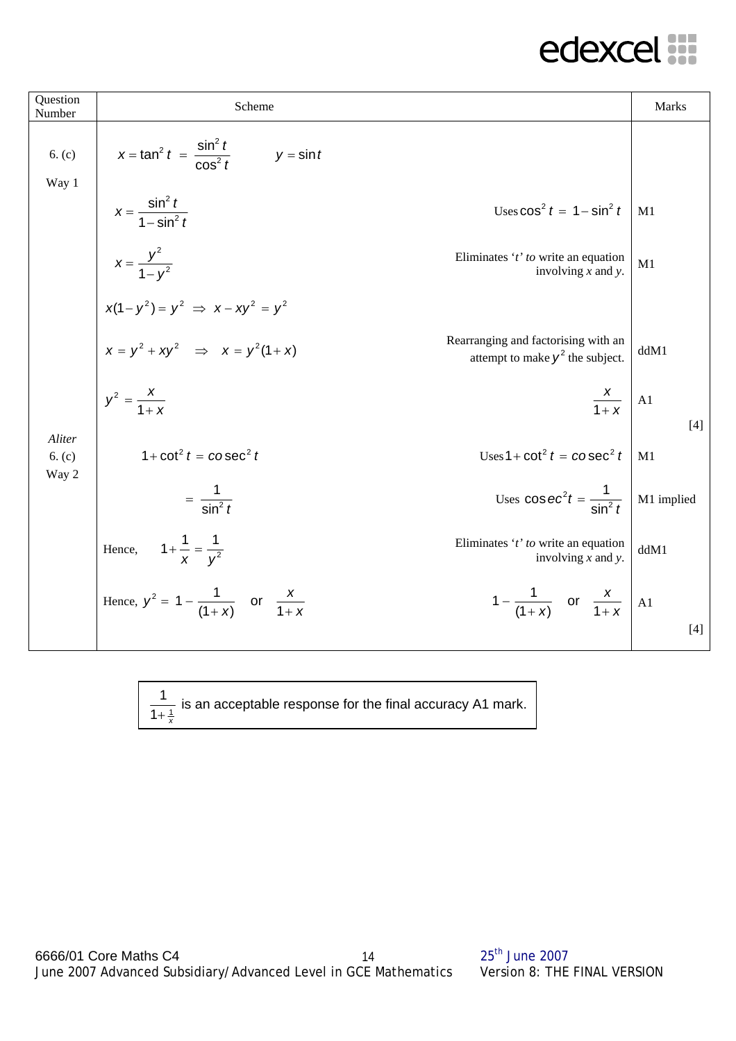| Question Number | Scheme | | Marks |
|---|---|---|---|
| 6. (c) Way 1 | $x = \tan^2 t = \dfrac{\sin^2 t}{\cos^2 t}$ $\qquad y = \sin t$ | | |
| | $x = \dfrac{\sin^2 t}{1 - \sin^2 t}$ | Uses $\cos^2 t = 1 - \sin^2 t$ | M1 |
| | $x = \dfrac{y^2}{1 - y^2}$ | Eliminates '*t*' *to* write an equation involving *x* and *y*. | M1 |
| | $x(1 - y^2) = y^2 \Rightarrow x - xy^2 = y^2$ | | |
| | $x = y^2 + xy^2 \Rightarrow x = y^2(1 + x)$ | Rearranging and factorising with an attempt to make $y^2$ the subject. | ddM1 |
| | $y^2 = \dfrac{x}{1 + x}$ | $\dfrac{x}{1 + x}$ | A1 [4] |
| *Aliter* 6. (c) Way 2 | $1 + \cot^2 t = co\sec^2 t$ | Uses $1 + \cot^2 t = co\sec^2 t$ | M1 |
| | $= \dfrac{1}{\sin^2 t}$ | Uses $\cos ec^2 t = \dfrac{1}{\sin^2 t}$ | M1 implied |
| | Hence, $\quad 1 + \dfrac{1}{x} = \dfrac{1}{y^2}$ | Eliminates '*t*' *to* write an equation involving *x* and *y*. | ddM1 |
| | Hence, $y^2 = 1 - \dfrac{1}{(1 + x)}$ or $\dfrac{x}{1 + x}$ | $1 - \dfrac{1}{(1 + x)}$ or $\dfrac{x}{1 + x}$ | A1 [4] |

$\dfrac{1}{1 + \frac{1}{x}}$ is an acceptable response for the final accuracy A1 mark.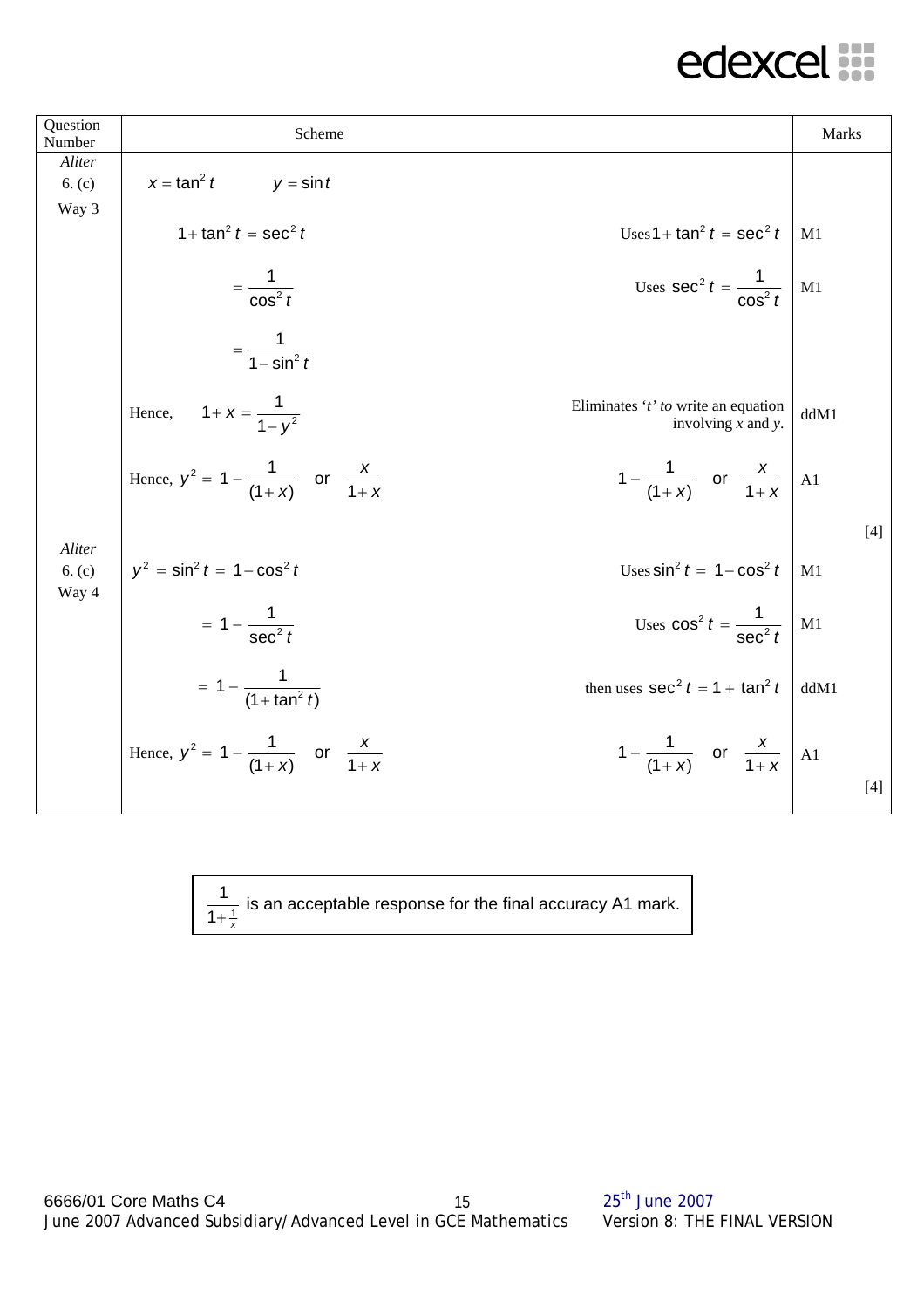| Question Number | Scheme | | Marks |
|---|---|---|---|
| *Aliter* 6. (c) Way 3 | $x = \tan^2 t \qquad y = \sin t$ | | |
| | $1 + \tan^2 t = \sec^2 t$ | Uses $1 + \tan^2 t = \sec^2 t$ | M1 |
| | $= \dfrac{1}{\cos^2 t}$ | Uses $\sec^2 t = \dfrac{1}{\cos^2 t}$ | M1 |
| | $= \dfrac{1}{1 - \sin^2 t}$ | | |
| | Hence, $\quad 1 + x = \dfrac{1}{1 - y^2}$ | Eliminates '*t*' *to* write an equation involving *x* and *y*. | ddM1 |
| | Hence, $y^2 = 1 - \dfrac{1}{(1+x)}$ or $\dfrac{x}{1+x}$ | $1 - \dfrac{1}{(1+x)}$ or $\dfrac{x}{1+x}$ | A1 |
| | | | [4] |
| *Aliter* 6. (c) Way 4 | $y^2 = \sin^2 t = 1 - \cos^2 t$ | Uses $\sin^2 t = 1 - \cos^2 t$ | M1 |
| | $= 1 - \dfrac{1}{\sec^2 t}$ | Uses $\cos^2 t = \dfrac{1}{\sec^2 t}$ | M1 |
| | $= 1 - \dfrac{1}{(1 + \tan^2 t)}$ | then uses $\sec^2 t = 1 + \tan^2 t$ | ddM1 |
| | Hence, $y^2 = 1 - \dfrac{1}{(1+x)}$ or $\dfrac{x}{1+x}$ | $1 - \dfrac{1}{(1+x)}$ or $\dfrac{x}{1+x}$ | A1 |
| | | | [4] |

$\dfrac{1}{1+\frac{1}{x}}$ is an acceptable response for the final accuracy A1 mark.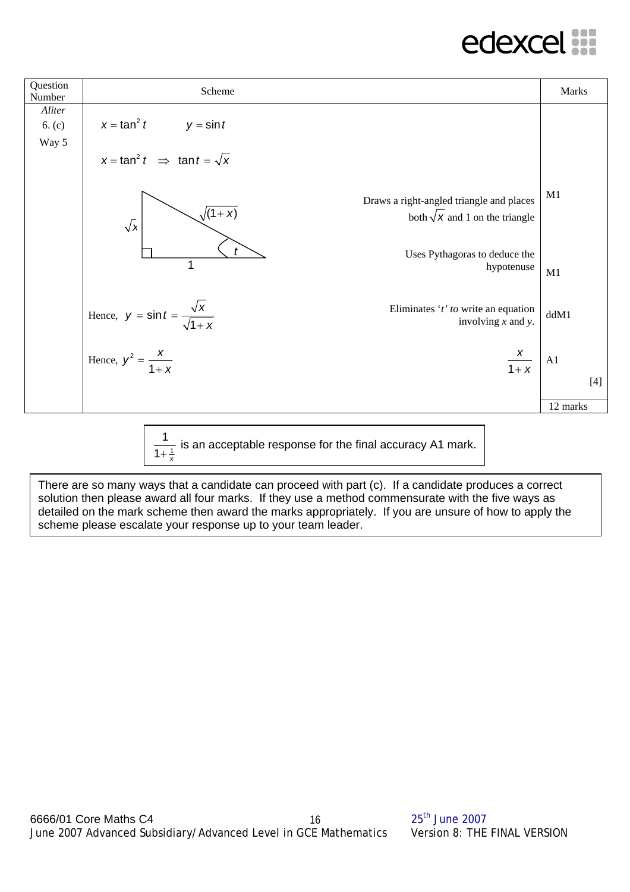| Question Number | Scheme | | Marks |
|---|---|---|---|
| *Aliter* 6. (c) Way 5 | $x = \tan^2 t \qquad y = \sin t$ | | |
| | $x = \tan^2 t \;\;\Rightarrow\;\; \tan t = \sqrt{x}$ | | |
| | Right-angled triangle with angle $t$, opposite side $\sqrt{x}$, adjacent side $1$, hypotenuse $\sqrt{(1+x)}$ | Draws a right-angled triangle and places both $\sqrt{x}$ and 1 on the triangle | M1 |
| | | Uses Pythagoras to deduce the hypotenuse | M1 |
| | Hence, $y = \sin t = \dfrac{\sqrt{x}}{\sqrt{1+x}}$ | Eliminates '$t$' *to* write an equation involving *x* and *y*. | ddM1 |
| | Hence, $y^2 = \dfrac{x}{1+x}$ | $\dfrac{x}{1+x}$ | A1 [4] |
| | | | 12 marks |

$\dfrac{1}{1+\frac{1}{x}}$ is an acceptable response for the final accuracy A1 mark.

There are so many ways that a candidate can proceed with part (c). If a candidate produces a correct solution then please award all four marks. If they use a method commensurate with the five ways as detailed on the mark scheme then award the marks appropriately. If you are unsure of how to apply the scheme please escalate your response up to your team leader.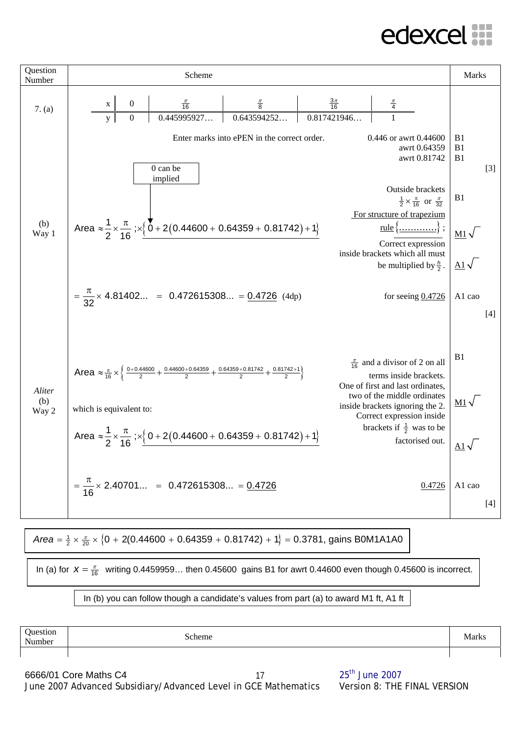| Question Number | Scheme | | Marks |
|---|---|---|---|
| 7. (a) | | $x$ | $0$ | $\frac{\pi}{16}$ | $\frac{\pi}{8}$ | $\frac{3\pi}{16}$ | $\frac{\pi}{4}$ | |
| | | $y$ | $0$ | $0.445995927\ldots$ | $0.643594252\ldots$ | $0.817421946\ldots$ | $1$ | |

| Question Number | Scheme | | Marks |
|---|---|---|---|
| 7. (a) | Enter marks into ePEN in the correct order. | 0.446 or awrt 0.44600<br>awrt 0.64359<br>awrt 0.81742 | B1<br>B1<br>B1 [3] |
| (b) Way 1 | 0 can be implied<br><br>$\text{Area} \approx \frac{1}{2} \times \frac{\pi}{16}; \times \left\{ 0 + 2(0.44600 + 0.64359 + 0.81742) + 1 \right\}$ | Outside brackets $\frac{1}{2} \times \frac{\pi}{16}$ or $\frac{\pi}{32}$<br>For structure of trapezium rule $\{\ldots\ldots\ldots\ldots\}$;<br>Correct expression inside brackets which all must be multiplied by $\frac{h}{2}$. | B1<br><br>M1 $\sqrt{}$<br><br>A1 $\sqrt{}$ |
| | $= \frac{\pi}{32} \times 4.81402\ldots = 0.472615308\ldots = \underline{0.4726}$ (4dp) | for seeing $\underline{0.4726}$ | A1 cao [4] |
| *Aliter* (b) Way 2 | $\text{Area} \approx \frac{\pi}{16} \times \left\{ \frac{0+0.44600}{2} + \frac{0.44600+0.64359}{2} + \frac{0.64359+0.81742}{2} + \frac{0.81742+1}{2} \right\}$ | $\frac{\pi}{16}$ and a divisor of 2 on all terms inside brackets. | B1 |
| | which is equivalent to:<br><br>$\text{Area} \approx \frac{1}{2} \times \frac{\pi}{16}; \times \left\{ 0 + 2(0.44600 + 0.64359 + 0.81742) + 1 \right\}$ | One of first and last ordinates, two of the middle ordinates inside brackets ignoring the 2.<br>Correct expression inside brackets if $\frac{1}{2}$ was to be factorised out. | M1 $\sqrt{}$<br><br>A1 $\sqrt{}$ |
| | $= \frac{\pi}{16} \times 2.40701\ldots = 0.472615308\ldots = \underline{0.4726}$ | $\underline{0.4726}$ | A1 cao [4] |

$\text{Area} = \frac{1}{2} \times \frac{\pi}{20} \times \left\{ 0 + 2(0.44600 + 0.64359 + 0.81742) + 1 \right\} = 0.3781$, gains B0M1A1A0

In (a) for $x = \frac{\pi}{16}$ writing 0.4459959… then 0.45600 gains B1 for awrt 0.44600 even though 0.45600 is incorrect.

In (b) you can follow though a candidate's values from part (a) to award M1 ft, A1 ft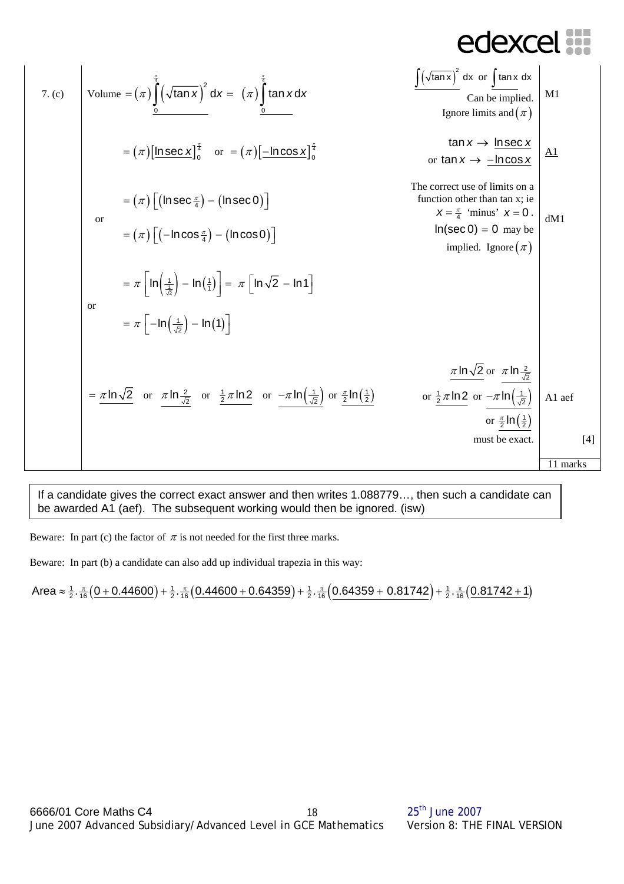| Question Number | Scheme | | Marks | |
|---|---|---|---|---|
| 7. (c) | Volume $= (\pi)\int_0^{\frac{\pi}{4}} \left(\sqrt{\tan x}\right)^2 \, dx = (\pi)\int_0^{\frac{\pi}{4}} \tan x \, dx$ | $\int \left(\sqrt{\tan x}\right)^2 \, dx$ or $\int \tan x \, dx$ Can be implied. Ignore limits and $(\pi)$ | M1 | |
| | $= (\pi)\left[\ln \sec x\right]_0^{\frac{\pi}{4}}$ or $= (\pi)\left[-\ln \cos x\right]_0^{\frac{\pi}{4}}$ | $\tan x \to \ln \sec x$ or $\tan x \to -\ln \cos x$ | A1 | |
| | $= (\pi)\left[\left(\ln \sec \frac{\pi}{4}\right) - \left(\ln \sec 0\right)\right]$ or $= (\pi)\left[\left(-\ln \cos \frac{\pi}{4}\right) - \left(\ln \cos 0\right)\right]$ | The correct use of limits on a function other than tan x; ie $x = \frac{\pi}{4}$ 'minus' $x = 0$. $\ln(\sec 0) = 0$ may be implied. Ignore $(\pi)$ | dM1 | |
| | $= \pi\left[\ln\left(\frac{1}{\frac{1}{\sqrt{2}}}\right) - \ln\left(\frac{1}{1}\right)\right] = \pi\left[\ln\sqrt{2} - \ln 1\right]$ or $= \pi\left[-\ln\left(\frac{1}{\sqrt{2}}\right) - \ln(1)\right]$ | | | |
| | $= \pi \ln \sqrt{2}$ or $\pi \ln \frac{2}{\sqrt{2}}$ or $\frac{1}{2}\pi \ln 2$ or $-\pi \ln\left(\frac{1}{\sqrt{2}}\right)$ or $\frac{\pi}{2}\ln\left(\frac{1}{2}\right)$ | $\pi \ln \sqrt{2}$ or $\pi \ln \frac{2}{\sqrt{2}}$ or $\frac{1}{2}\pi \ln 2$ or $-\pi \ln\left(\frac{1}{\sqrt{2}}\right)$ or $\frac{\pi}{2}\ln\left(\frac{1}{2}\right)$ must be exact. | A1 aef | [4] |
| | | | 11 marks | |

If a candidate gives the correct exact answer and then writes 1.088779…, then such a candidate can be awarded A1 (aef). The subsequent working would then be ignored. (isw)

Beware: In part (c) the factor of $\pi$ is not needed for the first three marks.

Beware: In part (b) a candidate can also add up individual trapezia in this way:

$$\text{Area} \approx \tfrac{1}{2}.\tfrac{\pi}{16}\left(0 + 0.44600\right) + \tfrac{1}{2}.\tfrac{\pi}{16}\left(0.44600 + 0.64359\right) + \tfrac{1}{2}.\tfrac{\pi}{16}\left(0.64359 + 0.81742\right) + \tfrac{1}{2}.\tfrac{\pi}{16}\left(0.81742 + 1\right)$$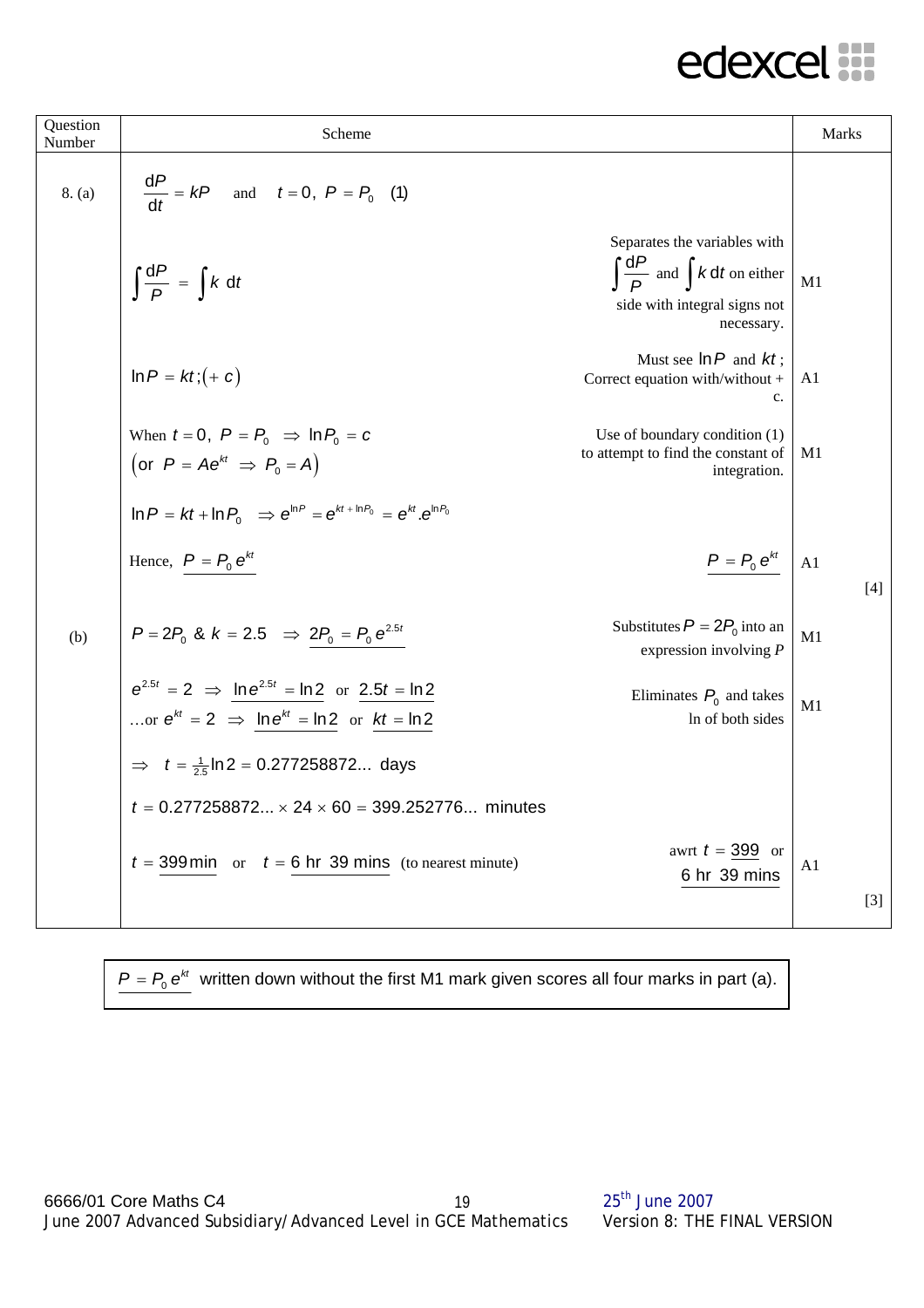| Question Number | Scheme | | Marks | |
| --- | --- | --- | --- | --- |
| 8. (a) | $\frac{dP}{dt} = kP$ and $t = 0,\ P = P_0$ (1) | | | |
| | $\int \frac{dP}{P} = \int k\ dt$ | Separates the variables with $\int \frac{dP}{P}$ and $\int k\ dt$ on either side with integral signs not necessary. | M1 | |
| | $\ln P = kt; (+c)$ | Must see $\ln P$ and $kt$; Correct equation with/without + c. | A1 | |
| | When $t = 0,\ P = P_0 \Rightarrow \ln P_0 = c$ <br> (or $P = Ae^{kt} \Rightarrow P_0 = A$) | Use of boundary condition (1) to attempt to find the constant of integration. | M1 | |
| | $\ln P = kt + \ln P_0 \Rightarrow e^{\ln P} = e^{kt + \ln P_0} = e^{kt}.e^{\ln P_0}$ | | | |
| | Hence, $\underline{P = P_0 e^{kt}}$ | $\underline{P = P_0 e^{kt}}$ | A1 | [4] |
| (b) | $P = 2P_0$ & $k = 2.5 \Rightarrow \underline{2P_0 = P_0 e^{2.5t}}$ | Substitutes $P = 2P_0$ into an expression involving $P$ | M1 | |
| | $e^{2.5t} = 2 \Rightarrow \underline{\ln e^{2.5t} = \ln 2}$ or $\underline{2.5t = \ln 2}$ <br> …or $e^{kt} = 2 \Rightarrow \underline{\ln e^{kt} = \ln 2}$ or $\underline{kt = \ln 2}$ | Eliminates $P_0$ and takes ln of both sides | M1 | |
| | $\Rightarrow t = \frac{1}{2.5}\ln 2 = 0.277258872...$ days | | | |
| | $t = 0.277258872... \times 24 \times 60 = 399.252776...$ minutes | | | |
| | $t = \underline{399\text{min}}$ or $t = \underline{6\text{ hr }39\text{ mins}}$ (to nearest minute) | awrt $t = \underline{399}$ or $\underline{6\text{ hr }39\text{ mins}}$ | A1 | [3] |

$\underline{P = P_0 e^{kt}}$ written down without the first M1 mark given scores all four marks in part (a).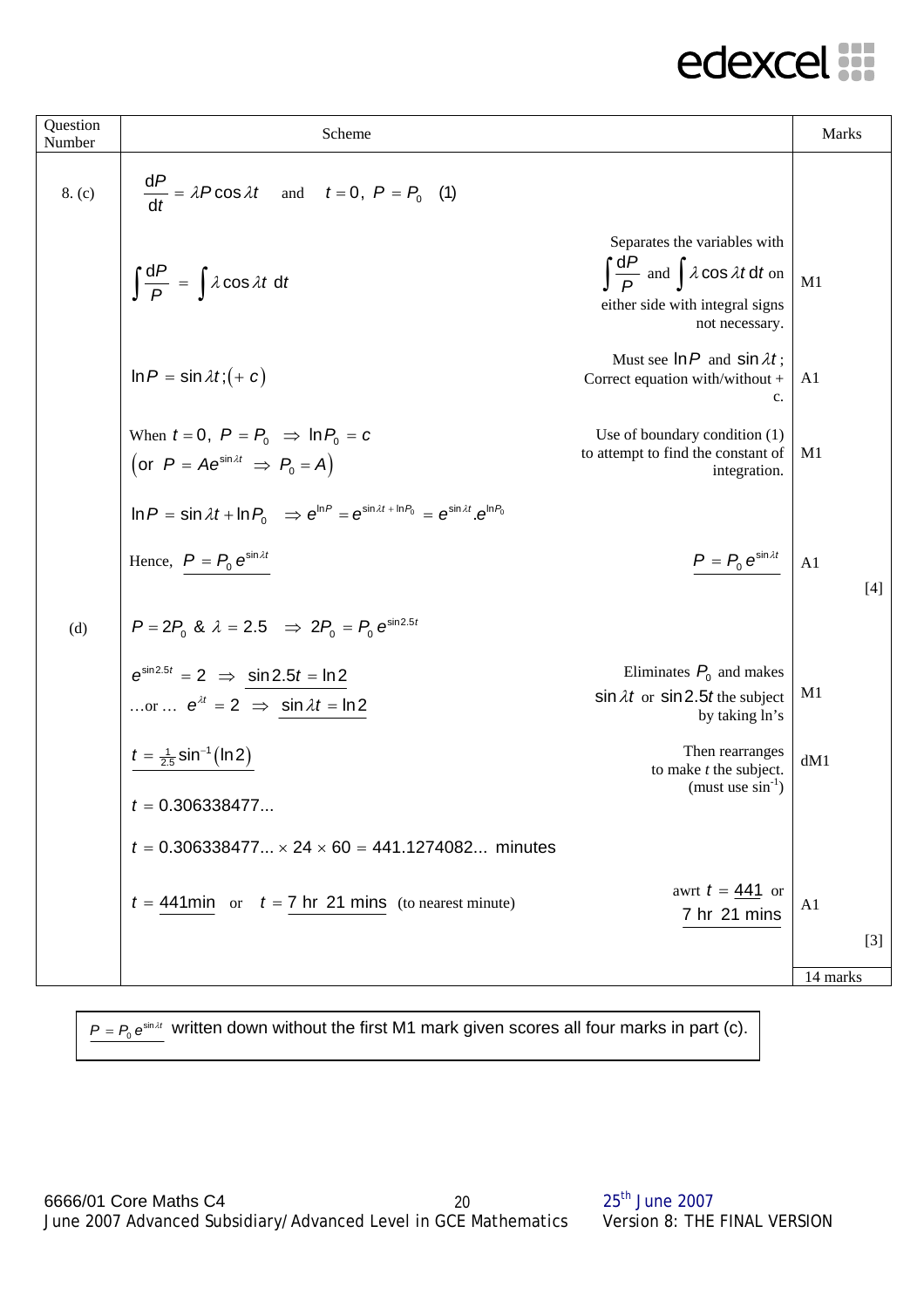| Question Number | Scheme | | Marks |
|---|---|---|---|
| 8. (c) | $\frac{dP}{dt} = \lambda P \cos \lambda t$ and $t = 0,\ P = P_0$ (1) | | |
| | $\int \frac{dP}{P} = \int \lambda \cos \lambda t \ dt$ | Separates the variables with $\int \frac{dP}{P}$ and $\int \lambda \cos \lambda t \ dt$ on either side with integral signs not necessary. | M1 |
| | $\ln P = \sin \lambda t; (+c)$ | Must see $\ln P$ and $\sin \lambda t$; Correct equation with/without + c. | A1 |
| | When $t = 0,\ P = P_0 \Rightarrow \ln P_0 = c$ <br> (or $P = Ae^{\sin \lambda t} \Rightarrow P_0 = A$) | Use of boundary condition (1) to attempt to find the constant of integration. | M1 |
| | $\ln P = \sin \lambda t + \ln P_0 \Rightarrow e^{\ln P} = e^{\sin \lambda t + \ln P_0} = e^{\sin \lambda t}.e^{\ln P_0}$ | | |
| | Hence, $\underline{P = P_0 e^{\sin \lambda t}}$ | $\underline{P = P_0 e^{\sin \lambda t}}$ | A1 [4] |
| (d) | $P = 2P_0$ & $\lambda = 2.5 \Rightarrow 2P_0 = P_0 e^{\sin 2.5t}$ | | |
| | $e^{\sin 2.5t} = 2 \Rightarrow \underline{\sin 2.5t = \ln 2}$ <br> …or … $e^{\lambda t} = 2 \Rightarrow \underline{\sin \lambda t = \ln 2}$ | Eliminates $P_0$ and makes $\sin \lambda t$ or $\sin 2.5t$ the subject by taking ln's | M1 |
| | $\underline{t = \frac{1}{2.5} \sin^{-1}(\ln 2)}$ | Then rearranges to make $t$ the subject. (must use $\sin^{-1}$) | dM1 |
| | $t = 0.306338477...$ | | |
| | $t = 0.306338477... \times 24 \times 60 = 441.1274082...$ minutes | | |
| | $t = \underline{441\text{min}}$ or $t = \underline{7 \text{ hr } 21 \text{ mins}}$ (to nearest minute) | awrt $t = \underline{441}$ or $\underline{7 \text{ hr } 21 \text{ mins}}$ | A1 [3] |
| | | | 14 marks |

$\underline{P = P_0 e^{\sin \lambda t}}$ written down without the first M1 mark given scores all four marks in part (c).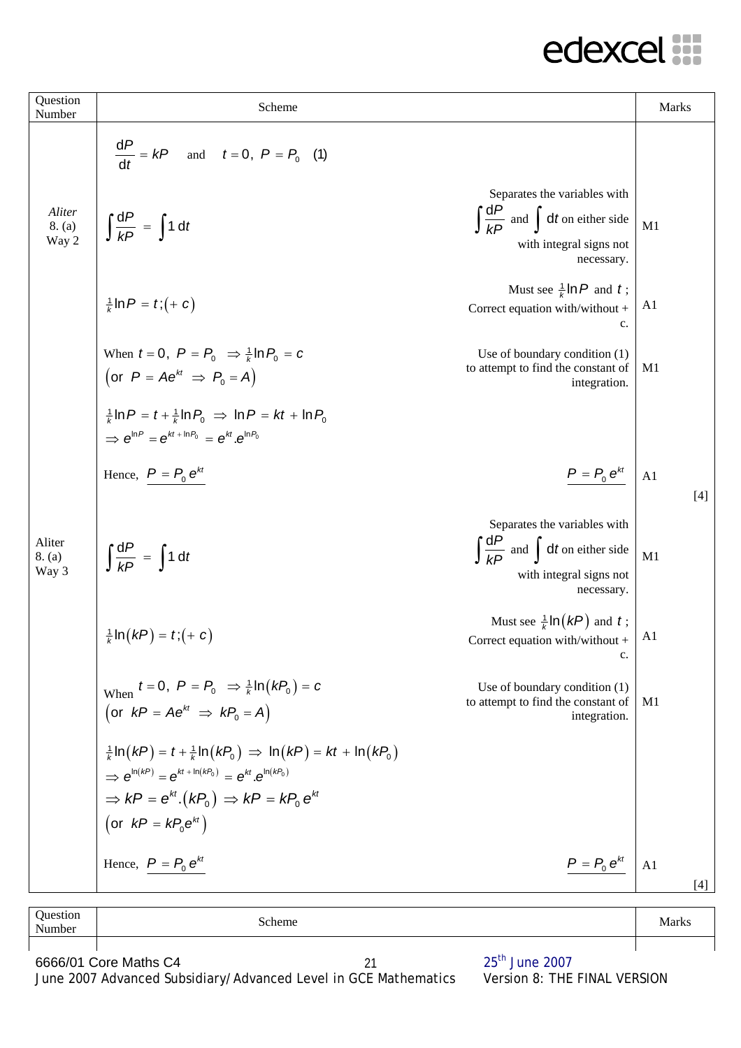| Question Number | Scheme | | Marks |
|---|---|---|---|
| | $\dfrac{dP}{dt} = kP$ and $t = 0,\ P = P_0$ (1) | | |
| *Aliter* 8. (a) Way 2 | $\displaystyle\int \frac{dP}{kP} = \int 1\,dt$ | Separates the variables with $\displaystyle\int \frac{dP}{kP}$ and $\displaystyle\int dt$ on either side with integral signs not necessary. | M1 |
| | $\frac{1}{k}\ln P = t; (+c)$ | Must see $\frac{1}{k}\ln P$ and $t$; Correct equation with/without + c. | A1 |
| | When $t = 0,\ P = P_0 \Rightarrow \frac{1}{k}\ln P_0 = c$ <br> $\left(\text{or } P = Ae^{kt} \Rightarrow P_0 = A\right)$ | Use of boundary condition (1) to attempt to find the constant of integration. | M1 |
| | $\frac{1}{k}\ln P = t + \frac{1}{k}\ln P_0 \Rightarrow \ln P = kt + \ln P_0$ <br> $\Rightarrow e^{\ln P} = e^{kt + \ln P_0} = e^{kt}.e^{\ln P_0}$ | | |
| | Hence, $\underline{P = P_0 e^{kt}}$ | $\underline{P = P_0 e^{kt}}$ | A1 |
| | | | [4] |
| Aliter 8. (a) Way 3 | $\displaystyle\int \frac{dP}{kP} = \int 1\,dt$ | Separates the variables with $\displaystyle\int \frac{dP}{kP}$ and $\displaystyle\int dt$ on either side with integral signs not necessary. | M1 |
| | $\frac{1}{k}\ln(kP) = t; (+c)$ | Must see $\frac{1}{k}\ln(kP)$ and $t$; Correct equation with/without + c. | A1 |
| | When $t = 0,\ P = P_0 \Rightarrow \frac{1}{k}\ln(kP_0) = c$ <br> $\left(\text{or } kP = Ae^{kt} \Rightarrow kP_0 = A\right)$ | Use of boundary condition (1) to attempt to find the constant of integration. | M1 |
| | $\frac{1}{k}\ln(kP) = t + \frac{1}{k}\ln(kP_0) \Rightarrow \ln(kP) = kt + \ln(kP_0)$ <br> $\Rightarrow e^{\ln(kP)} = e^{kt + \ln(kP_0)} = e^{kt}.e^{\ln(kP_0)}$ <br> $\Rightarrow kP = e^{kt}.(kP_0) \Rightarrow kP = kP_0 e^{kt}$ <br> $\left(\text{or } kP = kP_0 e^{kt}\right)$ | | |
| | Hence, $\underline{P = P_0 e^{kt}}$ | $\underline{P = P_0 e^{kt}}$ | A1 |
| | | | [4] |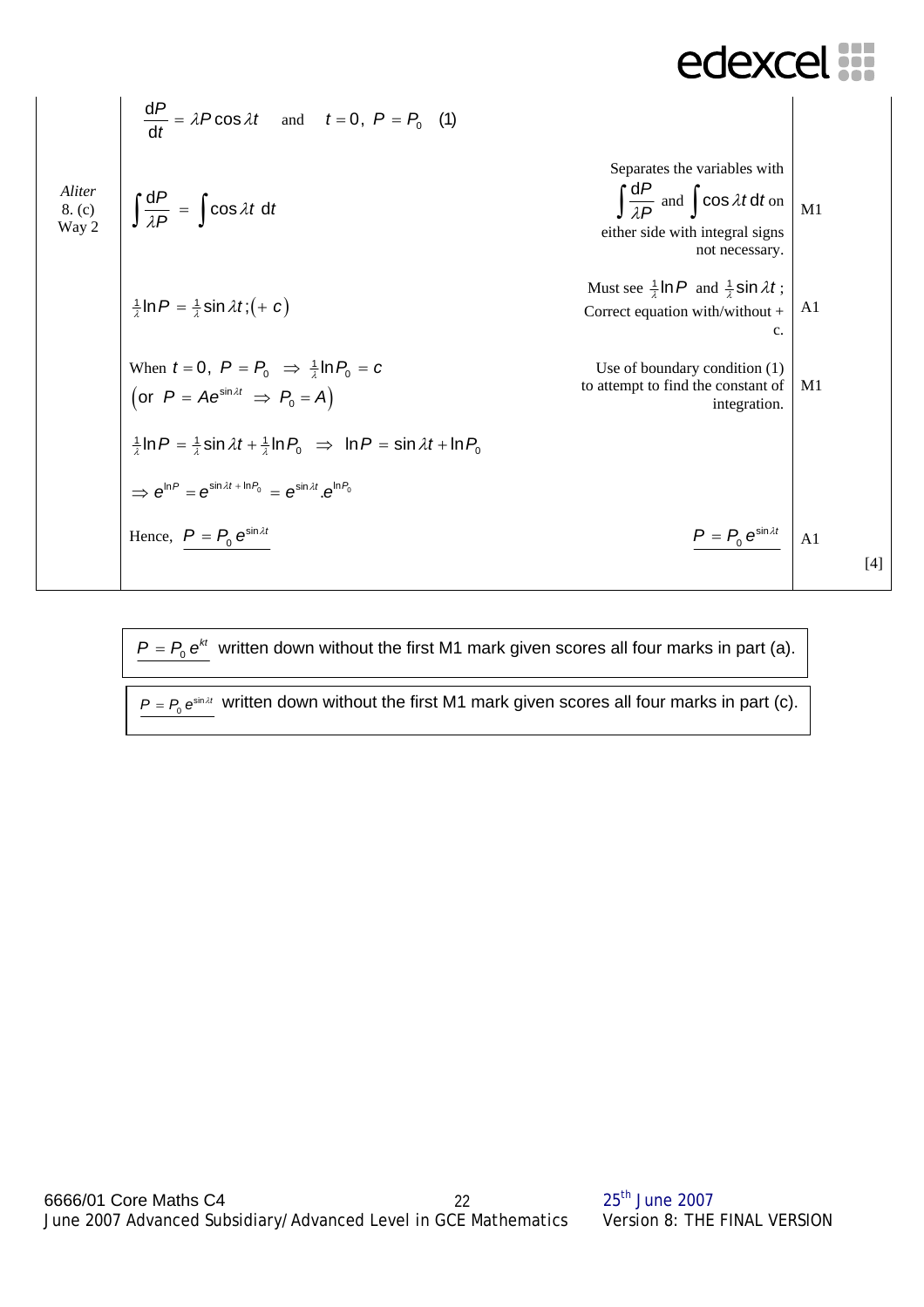| | | | | |
|---|---|---|---|---|
| | $\dfrac{dP}{dt} = \lambda P\cos\lambda t$ and $t = 0,\ P = P_0$ (1) | | | |
| *Aliter* 8. (c) Way 2 | $\displaystyle\int \frac{dP}{\lambda P} = \int \cos\lambda t\ dt$ | Separates the variables with $\displaystyle\int \frac{dP}{\lambda P}$ and $\displaystyle\int \cos\lambda t\ dt$ on either side with integral signs not necessary. | M1 | |
| | $\frac{1}{\lambda}\ln P = \frac{1}{\lambda}\sin\lambda t;(+\ c)$ | Must see $\frac{1}{\lambda}\ln P$ and $\frac{1}{\lambda}\sin\lambda t$; Correct equation with/without + c. | A1 | |
| | When $t = 0,\ P = P_0 \Rightarrow \frac{1}{\lambda}\ln P_0 = c$ (or $P = Ae^{\sin\lambda t} \Rightarrow P_0 = A$) | Use of boundary condition (1) to attempt to find the constant of integration. | M1 | |
| | $\frac{1}{\lambda}\ln P = \frac{1}{\lambda}\sin\lambda t + \frac{1}{\lambda}\ln P_0 \Rightarrow \ln P = \sin\lambda t + \ln P_0$ | | | |
| | $\Rightarrow e^{\ln P} = e^{\sin\lambda t + \ln P_0} = e^{\sin\lambda t}.e^{\ln P_0}$ | | | |
| | Hence, $\underline{P = P_0 e^{\sin\lambda t}}$ | $\underline{P = P_0 e^{\sin\lambda t}}$ | A1 | [4] |

$\underline{P = P_0 e^{kt}}$ written down without the first M1 mark given scores all four marks in part (a).

$\underline{P = P_0 e^{\sin\lambda t}}$ written down without the first M1 mark given scores all four marks in part (c).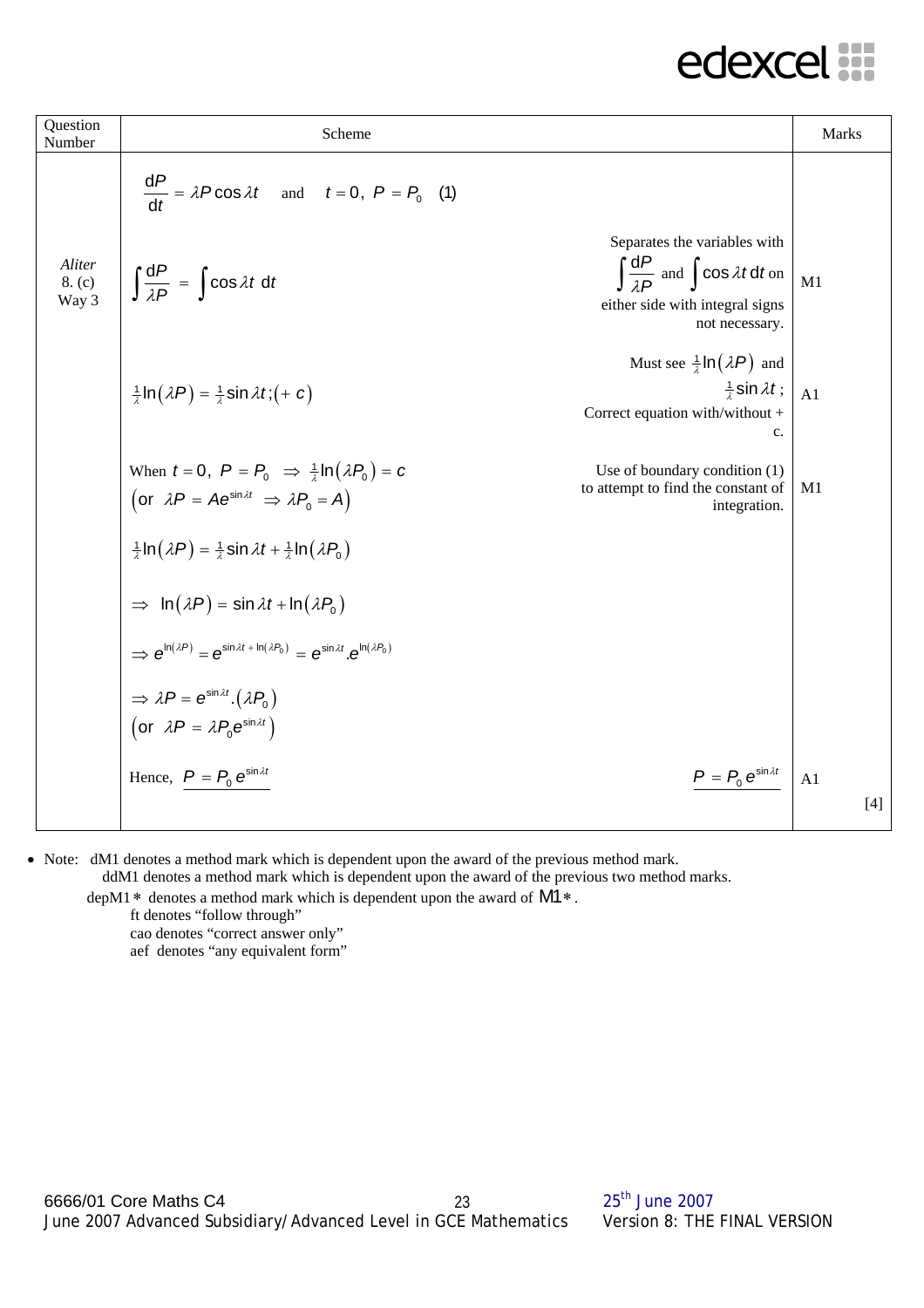| Question Number | Scheme | | Marks |
|---|---|---|---|
| | $\frac{dP}{dt} = \lambda P \cos \lambda t$ and $t = 0,\ P = P_0$ (1) | | |
| *Aliter* 8. (c) Way 3 | $\int \frac{dP}{\lambda P} = \int \cos \lambda t \ dt$ | Separates the variables with $\int \frac{dP}{\lambda P}$ and $\int \cos \lambda t \, dt$ on either side with integral signs not necessary. | M1 |
| | $\frac{1}{\lambda}\ln(\lambda P) = \frac{1}{\lambda}\sin \lambda t; (+c)$ | Must see $\frac{1}{\lambda}\ln(\lambda P)$ and $\frac{1}{\lambda}\sin \lambda t$; Correct equation with/without + c. | A1 |
| | When $t = 0,\ P = P_0 \ \Rightarrow \frac{1}{\lambda}\ln(\lambda P_0) = c$ <br> $\left(\text{or } \lambda P = Ae^{\sin \lambda t} \ \Rightarrow \lambda P_0 = A\right)$ | Use of boundary condition (1) to attempt to find the constant of integration. | M1 |
| | $\frac{1}{\lambda}\ln(\lambda P) = \frac{1}{\lambda}\sin \lambda t + \frac{1}{\lambda}\ln(\lambda P_0)$ | | |
| | $\Rightarrow \ \ln(\lambda P) = \sin \lambda t + \ln(\lambda P_0)$ | | |
| | $\Rightarrow e^{\ln(\lambda P)} = e^{\sin \lambda t + \ln(\lambda P_0)} = e^{\sin \lambda t}.e^{\ln(\lambda P_0)}$ | | |
| | $\Rightarrow \lambda P = e^{\sin \lambda t}.(\lambda P_0)$ <br> $\left(\text{or } \lambda P = \lambda P_0 e^{\sin \lambda t}\right)$ | | |
| | Hence, $P = P_0 e^{\sin \lambda t}$ | $P = P_0 e^{\sin \lambda t}$ | A1 [4] |

- Note: dM1 denotes a method mark which is dependent upon the award of the previous method mark.
  ddM1 denotes a method mark which is dependent upon the award of the previous two method marks.
  depM1∗ denotes a method mark which is dependent upon the award of M1∗.
  ft denotes "follow through"
  cao denotes "correct answer only"
  aef denotes "any equivalent form"